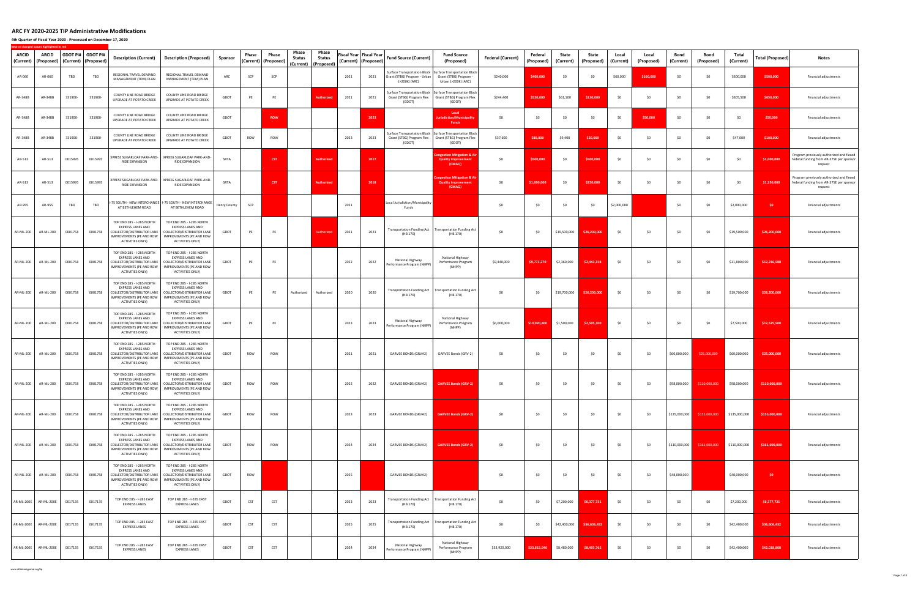# ARC FY 2020-2025 TIP Administrative Modifications

**4th Quarter of Fiscal Year 2020 - Processed on December 17, 2020**

New or changed values highlighted in red

| ARCID (Current) | ARCID (Proposed) | GDOT PI# (Current) | GDOT PI# (Proposed) | Description (Current) | Description (Proposed) | Sponsor | Phase (Current) | Phase (Proposed) | Phase Status (Current) | Phase Status (Proposed) | Fiscal Year (Current) | Fiscal Year (Proposed) | Fund Source (Current) | Fund Source (Proposed) | Federal (Current) | Federal (Proposed) | State (Current) | State (Proposed) | Local (Current) | Local (Proposed) | Bond (Current) | Bond (Proposed) | Total (Current) | Total (Proposed) | Notes |
|---|---|---|---|---|---|---|---|---|---|---|---|---|---|---|---|---|---|---|---|---|---|---|---|---|---|
| AR-060 | AR-060 | TBD | TBD | REGIONAL TRAVEL DEMAND MANAGEMENT (TDM) PLAN | REGIONAL TRAVEL DEMAND MANAGEMENT (TDM) PLAN | ARC | SCP | SCP | | | 2021 | 2021 | Surface Transportation Block Grant (STBG) Program - Urban (>200K) (ARC) | Surface Transportation Block Grant (STBG) Program - Urban (>200K) (ARC) | $240,000 | $400,000 | $0 | $0 | $60,000 | $100,000 | $0 | $0 | $300,000 | $500,000 | Financial adjustments |
| AR-348B | AR-348B | 331900- | 331900- | COUNTY LINE ROAD BRIDGE UPGRADE AT POTATO CREEK | COUNTY LINE ROAD BRIDGE UPGRADE AT POTATO CREEK | GDOT | PE | PE | | Authorized | 2021 | 2021 | Surface Transportation Block Grant (STBG) Program Flex (GDOT) | Surface Transportation Block Grant (STBG) Program Flex (GDOT) | $244,400 | $520,000 | $61,100 | $130,000 | $0 | $0 | $0 | $0 | $305,500 | $650,000 | Financial adjustments |
| AR-348B | AR-348B | 331900- | 331900- | COUNTY LINE ROAD BRIDGE UPGRADE AT POTATO CREEK | COUNTY LINE ROAD BRIDGE UPGRADE AT POTATO CREEK | GDOT | | ROW | | | | 2023 | | Local Jurisdiction/Municipality Funds | $0 | $0 | $0 | $0 | $0 | $50,000 | $0 | $0 | $0 | $50,000 | Financial adjustments |
| AR-348B | AR-348B | 331900- | 331900- | COUNTY LINE ROAD BRIDGE UPGRADE AT POTATO CREEK | COUNTY LINE ROAD BRIDGE UPGRADE AT POTATO CREEK | GDOT | ROW | ROW | | | 2023 | 2023 | Surface Transportation Block Grant (STBG) Program Flex (GDOT) | Surface Transportation Block Grant (STBG) Program Flex (GDOT) | $37,600 | $80,000 | $9,400 | $20,000 | $0 | $0 | $0 | $0 | $47,000 | $100,000 | Financial adjustments |
| AR-513 | AR-513 | 0015995 | 0015995 | XPRESS SUGARLOAF PARK-AND-RIDE EXPANSION | XPRESS SUGARLOAF PARK-AND-RIDE EXPANSION | SRTA | | CST | | Authorized | | 2017 | | Congestion Mitigation & Air Quality Improvement (CMAQ) | $0 | $500,000 | $0 | $500,000 | $0 | $0 | $0 | $0 | $0 | $1,000,000 | Program previously authorized and flexed federal funding from AR-375E per sponsor request |
| AR-513 | AR-513 | 0015995 | 0015995 | XPRESS SUGARLOAF PARK-AND-RIDE EXPANSION | XPRESS SUGARLOAF PARK-AND-RIDE EXPANSION | SRTA | | CST | | Authorized | | 2018 | | Congestion Mitigation & Air Quality Improvement (CMAQ) | $0 | $1,000,000 | $0 | $250,000 | $0 | $0 | $0 | $0 | $0 | $1,250,000 | Program previously authorized and flexed federal funding from AR-375E per sponsor request |
| AR-955 | AR-955 | TBD | TBD | I-75 SOUTH - NEW INTERCHANGE AT BETHLEHEM ROAD | I-75 SOUTH - NEW INTERCHANGE AT BETHLEHEM ROAD | Henry County | SCP | | | | 2021 | | Local Jurisdiction/Municipality Funds | | $0 | $0 | $0 | $0 | $2,000,000 | | $0 | $0 | $2,000,000 | $0 | Financial adjustments |
| AR-ML-200 | AR-ML-200 | 0001758 | 0001758 | TOP END 285 - I-285 NORTH EXPRESS LANES AND COLLECTOR/DISTRIBUTOR LANE IMPROVEMENTS (PE AND ROW ACTIVITIES ONLY) | TOP END 285 - I-285 NORTH EXPRESS LANES AND COLLECTOR/DISTRIBUTOR LANE IMPROVEMENTS (PE AND ROW ACTIVITIES ONLY) | GDOT | PE | PE | | Authorized | 2021 | 2021 | Transportation Funding Act (HB 170) | Transportation Funding Act (HB 170) | $0 | $0 | $19,500,000 | $26,200,000 | $0 | $0 | $0 | $0 | $19,500,000 | $26,200,000 | Financial adjustments |
| AR-ML-200 | AR-ML-200 | 0001758 | 0001758 | TOP END 285 - I-285 NORTH EXPRESS LANES AND COLLECTOR/DISTRIBUTOR LANE IMPROVEMENTS (PE AND ROW ACTIVITIES ONLY) | TOP END 285 - I-285 NORTH EXPRESS LANES AND COLLECTOR/DISTRIBUTOR LANE IMPROVEMENTS (PE AND ROW ACTIVITIES ONLY) | GDOT | PE | PE | | | 2022 | 2022 | National Highway Performance Program (NHPP) | National Highway Performance Program (NHPP) | $9,440,000 | $9,773,270 | $2,360,000 | $2,443,318 | $0 | $0 | $0 | $0 | $11,800,000 | $12,216,588 | Financial adjustments |
| AR-ML-200 | AR-ML-200 | 0001758 | 0001758 | TOP END 285 - I-285 NORTH EXPRESS LANES AND COLLECTOR/DISTRIBUTOR LANE IMPROVEMENTS (PE AND ROW ACTIVITIES ONLY) | TOP END 285 - I-285 NORTH EXPRESS LANES AND COLLECTOR/DISTRIBUTOR LANE IMPROVEMENTS (PE AND ROW ACTIVITIES ONLY) | GDOT | PE | PE | Authorized | Authorized | 2020 | 2020 | Transportation Funding Act (HB 170) | Transportation Funding Act (HB 170) | $0 | $0 | $19,700,000 | $26,200,000 | $0 | $0 | $0 | $0 | $19,700,000 | $26,200,000 | Financial adjustments |
| AR-ML-200 | AR-ML-200 | 0001758 | 0001758 | TOP END 285 - I-285 NORTH EXPRESS LANES AND COLLECTOR/DISTRIBUTOR LANE IMPROVEMENTS (PE AND ROW ACTIVITIES ONLY) | TOP END 285 - I-285 NORTH EXPRESS LANES AND COLLECTOR/DISTRIBUTOR LANE IMPROVEMENTS (PE AND ROW ACTIVITIES ONLY) | GDOT | PE | PE | | | 2023 | 2023 | National Highway Performance Program (NHPP) | National Highway Performance Program (NHPP) | $6,000,000 | $10,020,400 | $1,500,000 | $2,505,100 | $0 | $0 | $0 | $0 | $7,500,000 | $12,525,500 | Financial adjustments |
| AR-ML-200 | AR-ML-200 | 0001758 | 0001758 | TOP END 285 - I-285 NORTH EXPRESS LANES AND COLLECTOR/DISTRIBUTOR LANE IMPROVEMENTS (PE AND ROW ACTIVITIES ONLY) | TOP END 285 - I-285 NORTH EXPRESS LANES AND COLLECTOR/DISTRIBUTOR LANE IMPROVEMENTS (PE AND ROW ACTIVITIES ONLY) | GDOT | ROW | ROW | | | 2021 | 2021 | GARVEE BONDS (GRVA2) | GARVEE Bonds (GRV-2) | $0 | $0 | $0 | $0 | $0 | $0 | $60,000,000 | $25,000,000 | $60,000,000 | $25,000,000 | Financial adjustments |
| AR-ML-200 | AR-ML-200 | 0001758 | 0001758 | TOP END 285 - I-285 NORTH EXPRESS LANES AND COLLECTOR/DISTRIBUTOR LANE IMPROVEMENTS (PE AND ROW ACTIVITIES ONLY) | TOP END 285 - I-285 NORTH EXPRESS LANES AND COLLECTOR/DISTRIBUTOR LANE IMPROVEMENTS (PE AND ROW ACTIVITIES ONLY) | GDOT | ROW | ROW | | | 2022 | 2022 | GARVEE BONDS (GRVA2) | GARVEE Bonds (GRV-2) | $0 | $0 | $0 | $0 | $0 | $0 | $98,000,000 | $110,000,000 | $98,000,000 | $110,000,000 | Financial adjustments |
| AR-ML-200 | AR-ML-200 | 0001758 | 0001758 | TOP END 285 - I-285 NORTH EXPRESS LANES AND COLLECTOR/DISTRIBUTOR LANE IMPROVEMENTS (PE AND ROW ACTIVITIES ONLY) | TOP END 285 - I-285 NORTH EXPRESS LANES AND COLLECTOR/DISTRIBUTOR LANE IMPROVEMENTS (PE AND ROW ACTIVITIES ONLY) | GDOT | ROW | ROW | | | 2023 | 2023 | GARVEE BONDS (GRVA2) | GARVEE Bonds (GRV-2) | $0 | $0 | $0 | $0 | $0 | $0 | $135,000,000 | $155,000,000 | $135,000,000 | $155,000,000 | Financial adjustments |
| AR-ML-200 | AR-ML-200 | 0001758 | 0001758 | TOP END 285 - I-285 NORTH EXPRESS LANES AND COLLECTOR/DISTRIBUTOR LANE IMPROVEMENTS (PE AND ROW ACTIVITIES ONLY) | TOP END 285 - I-285 NORTH EXPRESS LANES AND COLLECTOR/DISTRIBUTOR LANE IMPROVEMENTS (PE AND ROW ACTIVITIES ONLY) | GDOT | ROW | ROW | | | 2024 | 2024 | GARVEE BONDS (GRVA2) | GARVEE Bonds (GRV-2) | $0 | $0 | $0 | $0 | $0 | $0 | $110,000,000 | $161,000,000 | $110,000,000 | $161,000,000 | Financial adjustments |
| AR-ML-200 | AR-ML-200 | 0001758 | 0001758 | TOP END 285 - I-285 NORTH EXPRESS LANES AND COLLECTOR/DISTRIBUTOR LANE IMPROVEMENTS (PE AND ROW ACTIVITIES ONLY) | TOP END 285 - I-285 NORTH EXPRESS LANES AND COLLECTOR/DISTRIBUTOR LANE IMPROVEMENTS (PE AND ROW ACTIVITIES ONLY) | GDOT | ROW | | | | 2025 | | GARVEE BONDS (GRVA2) | | $0 | $0 | $0 | $0 | $0 | $0 | $48,000,000 | | $48,000,000 | $0 | Financial adjustments |
| AR-ML-200E | AR-ML-200E | 0017135 | 0017135 | TOP END 285 - I-285 EAST EXPRESS LANES | TOP END 285 - I-285 EAST EXPRESS LANES | GDOT | CST | CST | | | 2023 | 2023 | Transportation Funding Act (HB 170) | Transportation Funding Act (HB 170) | $0 | $0 | $7,200,000 | $6,377,731 | $0 | $0 | $0 | $0 | $7,200,000 | $6,377,731 | Financial adjustments |
| AR-ML-200E | AR-ML-200E | 0017135 | 0017135 | TOP END 285 - I-285 EAST EXPRESS LANES | TOP END 285 - I-285 EAST EXPRESS LANES | GDOT | CST | CST | | | 2025 | 2025 | Transportation Funding Act (HB 170) | Transportation Funding Act (HB 170) | $0 | $0 | $42,400,000 | $36,606,432 | $0 | $0 | $0 | $0 | $42,400,000 | $36,606,432 | Financial adjustments |
| AR-ML-200E | AR-ML-200E | 0017135 | 0017135 | TOP END 285 - I-285 EAST EXPRESS LANES | TOP END 285 - I-285 EAST EXPRESS LANES | GDOT | CST | CST | | | 2024 | 2024 | National Highway Performance Program (NHPP) | National Highway Performance Program (NHPP) | $33,920,000 | $33,615,046 | $8,480,000 | $8,403,762 | $0 | $0 | $0 | $0 | $42,400,000 | $42,018,808 | Financial adjustments |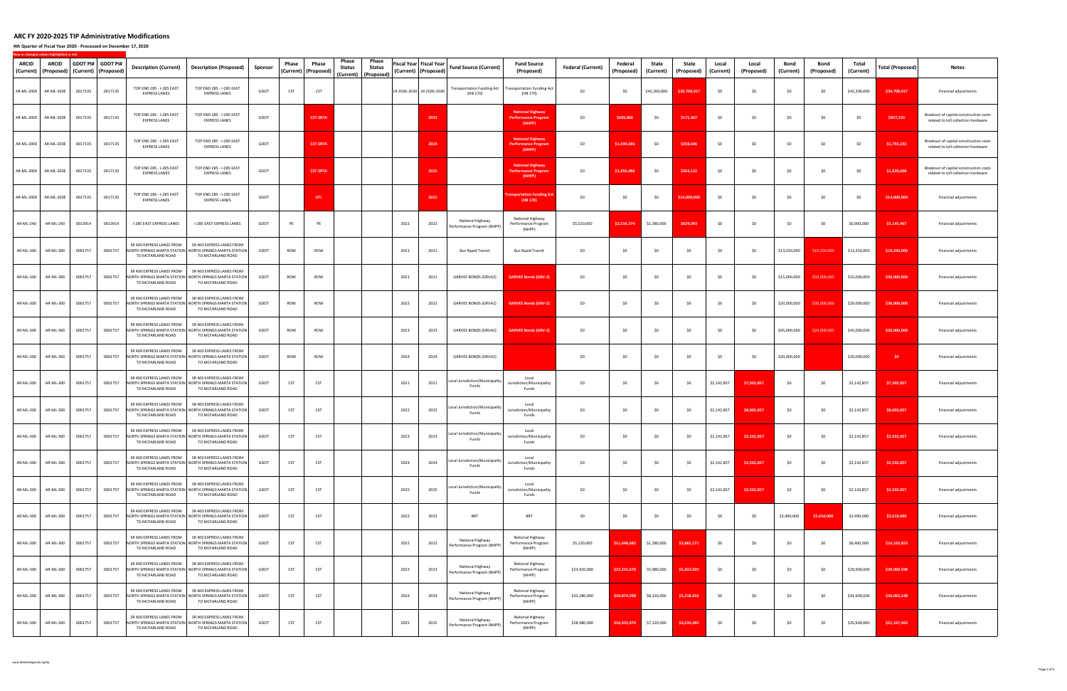# ARC FY 2020-2025 TIP Administrative Modifications

**4th Quarter of Fiscal Year 2020 - Processed on December 17, 2020**

New or changed values highlighted in red

| ARCID (Current) | ARCID (Proposed) | GDOT PI# (Current) | GDOT PI# (Proposed) | Description (Current) | Description (Proposed) | Sponsor | Phase (Current) | Phase (Proposed) | Phase Status (Current) | Phase Status (Proposed) | Fiscal Year (Current) | Fiscal Year (Proposed) | Fund Source (Current) | Fund Source (Proposed) | Federal (Current) | Federal (Proposed) | State (Current) | State (Proposed) | Local (Current) | Local (Proposed) | Bond (Current) | Bond (Proposed) | Total (Current) | Total (Proposed) | Notes |
|---|---|---|---|---|---|---|---|---|---|---|---|---|---|---|---|---|---|---|---|---|---|---|---|---|---|
| AR-ML-200E | AR-ML-200E | 0017135 | 0017135 | TOP END 285 - I-285 EAST EXPRESS LANES | TOP END 285 - I-285 EAST EXPRESS LANES | GDOT | CST | CST | | | LR 2026-2030 | LR 2026-2030 | Transportation Funding Act (HB 170) | Transportation Funding Act (HB 170) | $0 | $0 | $42,200,000 | $39,708,917 | $0 | $0 | $0 | $0 | $42,200,000 | $39,708,917 | Financial adjustments |
| AR-ML-200E | AR-ML-200E | 0017135 | 0017135 | TOP END 285 - I-285 EAST EXPRESS LANES | TOP END 285 - I-285 EAST EXPRESS LANES | GDOT | | CST-SRTA | | | | 2023 | | National Highway Performance Program (NHPP) | $0 | $685,866 | $0 | $171,467 | $0 | $0 | $0 | $0 | $0 | $857,333 | Breakout of capital construction costs related to toll collection hardware |
| AR-ML-200E | AR-ML-200E | 0017135 | 0017135 | TOP END 285 - I-285 EAST EXPRESS LANES | TOP END 285 - I-285 EAST EXPRESS LANES | GDOT | | CST-SRTA | | | | 2024 | | National Highway Performance Program (NHPP) | $0 | $1,434,586 | $0 | $358,646 | $0 | $0 | $0 | $0 | $0 | $1,793,232 | Breakout of capital construction costs related to toll collection hardware |
| AR-ML-200E | AR-ML-200E | 0017135 | 0017135 | TOP END 285 - I-285 EAST EXPRESS LANES | TOP END 285 - I-285 EAST EXPRESS LANES | GDOT | | CST-SRTA | | | | 2025 | | National Highway Performance Program (NHPP) | $0 | $1,456,486 | $0 | $364,122 | $0 | $0 | $0 | $0 | $0 | $1,820,608 | Breakout of capital construction costs related to toll collection hardware |
| AR-ML-200E | AR-ML-200E | 0017135 | 0017135 | TOP END 285 - I-285 EAST EXPRESS LANES | TOP END 285 - I-285 EAST EXPRESS LANES | GDOT | | UTL | | | | 2021 | | Transportation Funding Act (HB 170) | $0 | $0 | $0 | $14,000,000 | $0 | $0 | $0 | $0 | $0 | $14,000,000 | Financial adjustments |
| AR-ML-240 | AR-ML-240 | 0013914 | 0013914 | I-285 EAST EXPRESS LANES | I-285 EAST EXPRESS LANES | GDOT | PE | PE | | | 2022 | 2022 | National Highway Performance Program (NHPP) | National Highway Performance Program (NHPP) | $5,520,000 | $2,516,374 | $1,380,000 | $629,093 | $0 | $0 | $0 | $0 | $6,900,000 | $3,145,467 | Financial adjustments |
| AR-ML-300 | AR-ML-300 | 0001757 | 0001757 | SR 400 EXPRESS LANES FROM NORTH SPRINGS MARTA STATION TO MCFARLAND ROAD | SR 400 EXPRESS LANES FROM NORTH SPRINGS MARTA STATION TO MCFARLAND ROAD | GDOT | ROW | ROW | | | 2021 | 2021 | Bus Rapid Transit | Bus Rapid Transit | $0 | $0 | $0 | $0 | $0 | $0 | $13,250,000 | $19,250,000 | $13,250,000 | $19,250,000 | Financial adjustments |
| AR-ML-300 | AR-ML-300 | 0001757 | 0001757 | SR 400 EXPRESS LANES FROM NORTH SPRINGS MARTA STATION TO MCFARLAND ROAD | SR 400 EXPRESS LANES FROM NORTH SPRINGS MARTA STATION TO MCFARLAND ROAD | GDOT | ROW | ROW | | | 2021 | 2021 | GARVEE BONDS (GRVA2) | GARVEE Bonds (GRV-2) | $0 | $0 | $0 | $0 | $0 | $0 | $15,000,000 | $50,000,000 | $15,000,000 | $50,000,000 | Financial adjustments |
| AR-ML-300 | AR-ML-300 | 0001757 | 0001757 | SR 400 EXPRESS LANES FROM NORTH SPRINGS MARTA STATION TO MCFARLAND ROAD | SR 400 EXPRESS LANES FROM NORTH SPRINGS MARTA STATION TO MCFARLAND ROAD | GDOT | ROW | ROW | | | 2022 | 2022 | GARVEE BONDS (GRVA2) | GARVEE Bonds (GRV-2) | $0 | $0 | $0 | $0 | $0 | $0 | $20,000,000 | $30,000,000 | $20,000,000 | $30,000,000 | Financial adjustments |
| AR-ML-300 | AR-ML-300 | 0001757 | 0001757 | SR 400 EXPRESS LANES FROM NORTH SPRINGS MARTA STATION TO MCFARLAND ROAD | SR 400 EXPRESS LANES FROM NORTH SPRINGS MARTA STATION TO MCFARLAND ROAD | GDOT | ROW | ROW | | | 2023 | 2023 | GARVEE BONDS (GRVA2) | GARVEE Bonds (GRV-2) | $0 | $0 | $0 | $0 | $0 | $0 | $45,000,000 | $20,000,000 | $45,000,000 | $20,000,000 | Financial adjustments |
| AR-ML-300 | AR-ML-300 | 0001757 | 0001757 | SR 400 EXPRESS LANES FROM NORTH SPRINGS MARTA STATION TO MCFARLAND ROAD | SR 400 EXPRESS LANES FROM NORTH SPRINGS MARTA STATION TO MCFARLAND ROAD | GDOT | ROW | ROW | | | 2024 | 2024 | GARVEE BONDS (GRVA2) | | $0 | $0 | $0 | $0 | $0 | $0 | $20,000,000 | | $20,000,000 | $0 | Financial adjustments |
| AR-ML-300 | AR-ML-300 | 0001757 | 0001757 | SR 400 EXPRESS LANES FROM NORTH SPRINGS MARTA STATION TO MCFARLAND ROAD | SR 400 EXPRESS LANES FROM NORTH SPRINGS MARTA STATION TO MCFARLAND ROAD | GDOT | CST | CST | | | 2021 | 2021 | Local Jurisdiction/Municipality Funds | Local Jurisdiction/Municipality Funds | $0 | $0 | $0 | $0 | $2,142,857 | $7,302,857 | $0 | $0 | $2,142,857 | $7,302,857 | Financial adjustments |
| AR-ML-300 | AR-ML-300 | 0001757 | 0001757 | SR 400 EXPRESS LANES FROM NORTH SPRINGS MARTA STATION TO MCFARLAND ROAD | SR 400 EXPRESS LANES FROM NORTH SPRINGS MARTA STATION TO MCFARLAND ROAD | GDOT | CST | CST | | | 2022 | 2022 | Local Jurisdiction/Municipality Funds | Local Jurisdiction/Municipality Funds | $0 | $0 | $0 | $0 | $2,142,857 | $8,002,857 | $0 | $0 | $2,142,857 | $8,002,857 | Financial adjustments |
| AR-ML-300 | AR-ML-300 | 0001757 | 0001757 | SR 400 EXPRESS LANES FROM NORTH SPRINGS MARTA STATION TO MCFARLAND ROAD | SR 400 EXPRESS LANES FROM NORTH SPRINGS MARTA STATION TO MCFARLAND ROAD | GDOT | CST | CST | | | 2023 | 2023 | Local Jurisdiction/Municipality Funds | Local Jurisdiction/Municipality Funds | $0 | $0 | $0 | $0 | $2,142,857 | $2,502,857 | $0 | $0 | $2,142,857 | $2,502,857 | Financial adjustments |
| AR-ML-300 | AR-ML-300 | 0001757 | 0001757 | SR 400 EXPRESS LANES FROM NORTH SPRINGS MARTA STATION TO MCFARLAND ROAD | SR 400 EXPRESS LANES FROM NORTH SPRINGS MARTA STATION TO MCFARLAND ROAD | GDOT | CST | CST | | | 2024 | 2024 | Local Jurisdiction/Municipality Funds | Local Jurisdiction/Municipality Funds | $0 | $0 | $0 | $0 | $2,142,857 | $2,502,857 | $0 | $0 | $2,142,857 | $2,502,857 | Financial adjustments |
| AR-ML-300 | AR-ML-300 | 0001757 | 0001757 | SR 400 EXPRESS LANES FROM NORTH SPRINGS MARTA STATION TO MCFARLAND ROAD | SR 400 EXPRESS LANES FROM NORTH SPRINGS MARTA STATION TO MCFARLAND ROAD | GDOT | CST | CST | | | 2025 | 2025 | Local Jurisdiction/Municipality Funds | Local Jurisdiction/Municipality Funds | $0 | $0 | $0 | $0 | $2,142,857 | $2,502,857 | $0 | $0 | $2,142,857 | $2,502,857 | Financial adjustments |
| AR-ML-300 | AR-ML-300 | 0001757 | 0001757 | SR 400 EXPRESS LANES FROM NORTH SPRINGS MARTA STATION TO MCFARLAND ROAD | SR 400 EXPRESS LANES FROM NORTH SPRINGS MARTA STATION TO MCFARLAND ROAD | GDOT | CST | CST | | | 2022 | 2022 | BRT | BRT | $0 | $0 | $0 | $0 | $0 | $0 | $2,490,000 | $2,010,000 | $2,490,000 | $2,010,000 | Financial adjustments |
| AR-ML-300 | AR-ML-300 | 0001757 | 0001757 | SR 400 EXPRESS LANES FROM NORTH SPRINGS MARTA STATION TO MCFARLAND ROAD | SR 400 EXPRESS LANES FROM NORTH SPRINGS MARTA STATION TO MCFARLAND ROAD | GDOT | CST | CST | | | 2022 | 2022 | National Highway Performance Program (NHPP) | National Highway Performance Program (NHPP) | $5,120,000 | $11,448,682 | $1,280,000 | $2,862,171 | $0 | $0 | $0 | $0 | $6,400,000 | $14,310,853 | Financial adjustments |
| AR-ML-300 | AR-ML-300 | 0001757 | 0001757 | SR 400 EXPRESS LANES FROM NORTH SPRINGS MARTA STATION TO MCFARLAND ROAD | SR 400 EXPRESS LANES FROM NORTH SPRINGS MARTA STATION TO MCFARLAND ROAD | GDOT | CST | CST | | | 2023 | 2023 | National Highway Performance Program (NHPP) | National Highway Performance Program (NHPP) | $23,920,000 | $23,255,678 | $5,980,000 | $5,813,920 | $0 | $0 | $0 | $0 | $29,900,000 | $29,069,598 | Financial adjustments |
| AR-ML-300 | AR-ML-300 | 0001757 | 0001757 | SR 400 EXPRESS LANES FROM NORTH SPRINGS MARTA STATION TO MCFARLAND ROAD | SR 400 EXPRESS LANES FROM NORTH SPRINGS MARTA STATION TO MCFARLAND ROAD | GDOT | CST | CST | | | 2024 | 2024 | National Highway Performance Program (NHPP) | National Highway Performance Program (NHPP) | $33,280,000 | $20,874,598 | $8,320,000 | $5,218,650 | $0 | $0 | $0 | $0 | $41,600,000 | $26,093,248 | Financial adjustments |
| AR-ML-300 | AR-ML-300 | 0001757 | 0001757 | SR 400 EXPRESS LANES FROM NORTH SPRINGS MARTA STATION TO MCFARLAND ROAD | SR 400 EXPRESS LANES FROM NORTH SPRINGS MARTA STATION TO MCFARLAND ROAD | GDOT | CST | CST | | | 2025 | 2025 | National Highway Performance Program (NHPP) | National Highway Performance Program (NHPP) | $28,480,000 | $16,933,970 | $7,120,000 | $4,233,492 | $0 | $0 | $0 | $0 | $35,600,000 | $21,167,462 | Financial adjustments |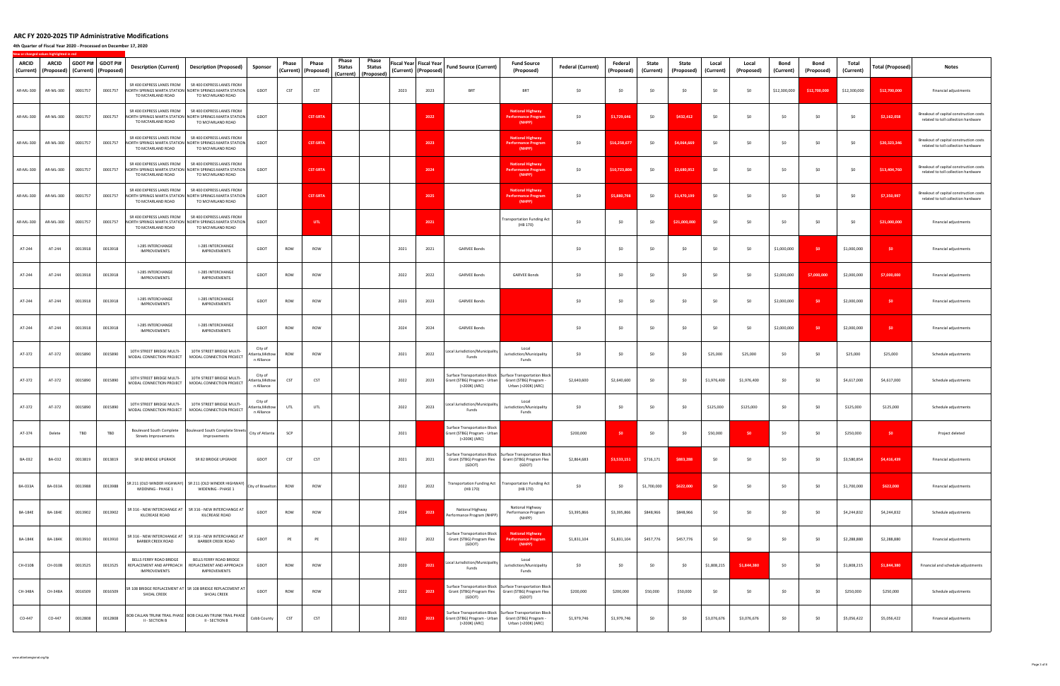# ARC FY 2020-2025 TIP Administrative Modifications

**4th Quarter of Fiscal Year 2020 - Processed on December 17, 2020**

New or changed values highlighted in red

| ARCID (Current) | ARCID (Proposed) | GDOT PI# (Current) | GDOT PI# (Proposed) | Description (Current) | Description (Proposed) | Sponsor | Phase (Current) | Phase (Proposed) | Phase Status (Current) | Phase Status (Proposed) | Fiscal Year (Current) | Fiscal Year (Proposed) | Fund Source (Current) | Fund Source (Proposed) | Federal (Current) | Federal (Proposed) | State (Current) | State (Proposed) | Local (Current) | Local (Proposed) | Bond (Current) | Bond (Proposed) | Total (Current) | Total (Proposed) | Notes |
|---|---|---|---|---|---|---|---|---|---|---|---|---|---|---|---|---|---|---|---|---|---|---|---|---|---|
| AR-ML-300 | AR-ML-300 | 0001757 | 0001757 | SR 400 EXPRESS LANES FROM NORTH SPRINGS MARTA STATION TO MCFARLAND ROAD | SR 400 EXPRESS LANES FROM NORTH SPRINGS MARTA STATION TO MCFARLAND ROAD | GDOT | CST | CST | | | 2023 | 2023 | BRT | BRT | $0 | $0 | $0 | $0 | $0 | $0 | $12,300,000 | $12,700,000 | $12,300,000 | $12,700,000 | Financial adjustments |
| AR-ML-300 | AR-ML-300 | 0001757 | 0001757 | SR 400 EXPRESS LANES FROM NORTH SPRINGS MARTA STATION TO MCFARLAND ROAD | SR 400 EXPRESS LANES FROM NORTH SPRINGS MARTA STATION TO MCFARLAND ROAD | GDOT | | CST-SRTA | | | | 2022 | | National Highway Performance Program (NHPP) | $0 | $1,729,646 | $0 | $432,412 | $0 | $0 | $0 | $0 | $0 | $2,162,058 | Breakout of capital construction costs related to toll collection hardware |
| AR-ML-300 | AR-ML-300 | 0001757 | 0001757 | SR 400 EXPRESS LANES FROM NORTH SPRINGS MARTA STATION TO MCFARLAND ROAD | SR 400 EXPRESS LANES FROM NORTH SPRINGS MARTA STATION TO MCFARLAND ROAD | GDOT | | CST-SRTA | | | | 2023 | | National Highway Performance Program (NHPP) | $0 | $16,258,677 | $0 | $4,064,669 | $0 | $0 | $0 | $0 | $0 | $20,323,346 | Breakout of capital construction costs related to toll collection hardware |
| AR-ML-300 | AR-ML-300 | 0001757 | 0001757 | SR 400 EXPRESS LANES FROM NORTH SPRINGS MARTA STATION TO MCFARLAND ROAD | SR 400 EXPRESS LANES FROM NORTH SPRINGS MARTA STATION TO MCFARLAND ROAD | GDOT | | CST-SRTA | | | | 2024 | | National Highway Performance Program (NHPP) | $0 | $10,723,808 | $0 | $2,680,952 | $0 | $0 | $0 | $0 | $0 | $13,404,760 | Breakout of capital construction costs related to toll collection hardware |
| AR-ML-300 | AR-ML-300 | 0001757 | 0001757 | SR 400 EXPRESS LANES FROM NORTH SPRINGS MARTA STATION TO MCFARLAND ROAD | SR 400 EXPRESS LANES FROM NORTH SPRINGS MARTA STATION TO MCFARLAND ROAD | GDOT | | CST-SRTA | | | | 2025 | | National Highway Performance Program (NHPP) | $0 | $5,880,798 | $0 | $1,470,199 | $0 | $0 | $0 | $0 | $0 | $7,350,997 | Breakout of capital construction costs related to toll collection hardware |
| AR-ML-300 | AR-ML-300 | 0001757 | 0001757 | SR 400 EXPRESS LANES FROM NORTH SPRINGS MARTA STATION TO MCFARLAND ROAD | SR 400 EXPRESS LANES FROM NORTH SPRINGS MARTA STATION TO MCFARLAND ROAD | GDOT | | UTL | | | | 2021 | | Transportation Funding Act (HB 170) | $0 | $0 | $0 | $21,000,000 | $0 | $0 | $0 | $0 | $0 | $21,000,000 | Financial adjustments |
| AT-244 | AT-244 | 0013918 | 0013918 | I-285 INTERCHANGE IMPROVEMENTS | I-285 INTERCHANGE IMPROVEMENTS | GDOT | ROW | ROW | | | 2021 | 2021 | GARVEE Bonds | | $0 | $0 | $0 | $0 | $0 | $0 | $1,000,000 | $0 | $1,000,000 | $0 | Financial adjustments |
| AT-244 | AT-244 | 0013918 | 0013918 | I-285 INTERCHANGE IMPROVEMENTS | I-285 INTERCHANGE IMPROVEMENTS | GDOT | ROW | ROW | | | 2022 | 2022 | GARVEE Bonds | GARVEE Bonds | $0 | $0 | $0 | $0 | $0 | $0 | $2,000,000 | $7,000,000 | $2,000,000 | $7,000,000 | Financial adjustments |
| AT-244 | AT-244 | 0013918 | 0013918 | I-285 INTERCHANGE IMPROVEMENTS | I-285 INTERCHANGE IMPROVEMENTS | GDOT | ROW | ROW | | | 2023 | 2023 | GARVEE Bonds | | $0 | $0 | $0 | $0 | $0 | $0 | $2,000,000 | $0 | $2,000,000 | $0 | Financial adjustments |
| AT-244 | AT-244 | 0013918 | 0013918 | I-285 INTERCHANGE IMPROVEMENTS | I-285 INTERCHANGE IMPROVEMENTS | GDOT | ROW | ROW | | | 2024 | 2024 | GARVEE Bonds | | $0 | $0 | $0 | $0 | $0 | $0 | $2,000,000 | $0 | $2,000,000 | $0 | Financial adjustments |
| AT-372 | AT-372 | 0015890 | 0015890 | 10TH STREET BRIDGE MULTI-MODAL CONNECTION PROJECT | 10TH STREET BRIDGE MULTI-MODAL CONNECTION PROJECT | City of Atlanta/Midtown Alliance | ROW | ROW | | | 2021 | 2022 | Local Jurisdiction/Municipality Funds | Local Jurisdiction/Municipality Funds | $0 | $0 | $0 | $0 | $25,000 | $25,000 | $0 | $0 | $25,000 | $25,000 | Schedule adjustments |
| AT-372 | AT-372 | 0015890 | 0015890 | 10TH STREET BRIDGE MULTI-MODAL CONNECTION PROJECT | 10TH STREET BRIDGE MULTI-MODAL CONNECTION PROJECT | City of Atlanta/Midtown Alliance | CST | CST | | | 2022 | 2023 | Surface Transportation Block Grant (STBG) Program - Urban (>200K) (ARC) | Surface Transportation Block Grant (STBG) Program - Urban (>200K) (ARC) | $2,640,600 | $2,640,600 | $0 | $0 | $1,976,400 | $1,976,400 | $0 | $0 | $4,617,000 | $4,617,000 | Schedule adjustments |
| AT-372 | AT-372 | 0015890 | 0015890 | 10TH STREET BRIDGE MULTI-MODAL CONNECTION PROJECT | 10TH STREET BRIDGE MULTI-MODAL CONNECTION PROJECT | City of Atlanta/Midtown Alliance | UTL | UTL | | | 2022 | 2023 | Local Jurisdiction/Municipality Funds | Local Jurisdiction/Municipality Funds | $0 | $0 | $0 | $0 | $125,000 | $125,000 | $0 | $0 | $125,000 | $125,000 | Schedule adjustments |
| AT-374 | Delete | TBD | TBD | Boulevard South Complete Streets Improvements | Boulevard South Complete Streets Improvements | City of Atlanta | SCP | | | | 2021 | | Surface Transportation Block Grant (STBG) Program - Urban (>200K) (ARC) | | $200,000 | $0 | $0 | $0 | $50,000 | $0 | $0 | $0 | $250,000 | $0 | Project deleted |
| BA-032 | BA-032 | 0013819 | 0013819 | SR 82 BRIDGE UPGRADE | SR 82 BRIDGE UPGRADE | GDOT | CST | CST | | | 2021 | 2021 | Surface Transportation Block Grant (STBG) Program Flex (GDOT) | Surface Transportation Block Grant (STBG) Program Flex (GDOT) | $2,864,683 | $3,533,151 | $716,171 | $883,288 | $0 | $0 | $0 | $0 | $3,580,854 | $4,416,439 | Financial adjustments |
| BA-033A | BA-033A | 0013988 | 0013988 | SR 211 (OLD WINDER HIGHWAY) WIDENING - PHASE 1 | SR 211 (OLD WINDER HIGHWAY) WIDENING - PHASE 1 | City of Braselton | ROW | ROW | | | 2022 | 2022 | Transportation Funding Act (HB 170) | Transportation Funding Act (HB 170) | $0 | $0 | $1,700,000 | $622,000 | $0 | $0 | $0 | $0 | $1,700,000 | $622,000 | Financial adjustments |
| BA-184E | BA-184E | 0013902 | 0013902 | SR 316 - NEW INTERCHANGE AT KILCREASE ROAD | SR 316 - NEW INTERCHANGE AT KILCREASE ROAD | GDOT | ROW | ROW | | | 2024 | 2023 | National Highway Performance Program (NHPP) | National Highway Performance Program (NHPP) | $3,395,866 | $3,395,866 | $848,966 | $848,966 | $0 | $0 | $0 | $0 | $4,244,832 | $4,244,832 | Schedule adjustments |
| BA-184K | BA-184K | 0013910 | 0013910 | SR 316 - NEW INTERCHANGE AT BARBER CREEK ROAD | SR 316 - NEW INTERCHANGE AT BARBER CREEK ROAD | GDOT | PE | PE | | | 2022 | 2022 | Surface Transportation Block Grant (STBG) Program Flex (GDOT) | National Highway Performance Program (NHPP) | $1,831,104 | $1,831,104 | $457,776 | $457,776 | $0 | $0 | $0 | $0 | $2,288,880 | $2,288,880 | Financial adjustments |
| CH-010B | CH-010B | 0013525 | 0013525 | BELLS FERRY ROAD BRIDGE REPLACEMENT AND APPROACH IMPROVEMENTS | BELLS FERRY ROAD BRIDGE REPLACEMENT AND APPROACH IMPROVEMENTS | GDOT | ROW | ROW | | | 2020 | 2021 | Local Jurisdiction/Municipality Funds | Local Jurisdiction/Municipality Funds | $0 | $0 | $0 | $0 | $1,808,215 | $1,844,380 | $0 | $0 | $1,808,215 | $1,844,380 | Financial and schedule adjustments |
| CH-348A | CH-348A | 0016509 | 0016509 | SR 108 BRIDGE REPLACEMENT AT SHOAL CREEK | SR 108 BRIDGE REPLACEMENT AT SHOAL CREEK | GDOT | ROW | ROW | | | 2022 | 2023 | Surface Transportation Block Grant (STBG) Program Flex (GDOT) | Surface Transportation Block Grant (STBG) Program Flex (GDOT) | $200,000 | $200,000 | $50,000 | $50,000 | $0 | $0 | $0 | $0 | $250,000 | $250,000 | Schedule adjustments |
| CO-447 | CO-447 | 0012808 | 0012808 | BOB CALLAN TRUNK TRAIL PHASE II - SECTION B | BOB CALLAN TRUNK TRAIL PHASE II - SECTION B | Cobb County | CST | CST | | | 2022 | 2023 | Surface Transportation Block Grant (STBG) Program - Urban (>200K) (ARC) | Surface Transportation Block Grant (STBG) Program - Urban (>200K) (ARC) | $1,979,746 | $1,979,746 | $0 | $0 | $3,076,676 | $3,076,676 | $0 | $0 | $5,056,422 | $5,056,422 | Financial adjustments |

www.atlantaregional.org/tip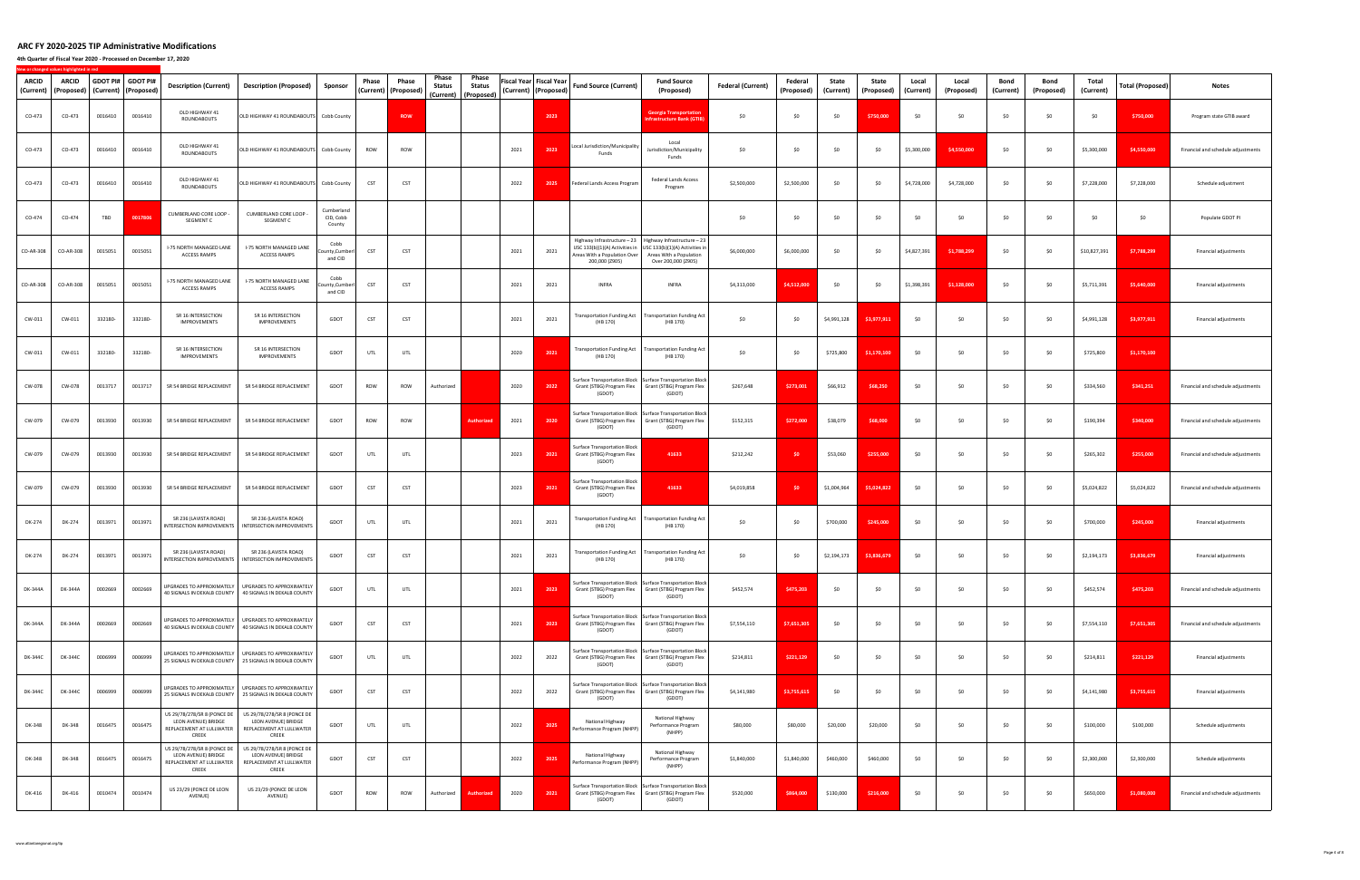# ARC FY 2020-2025 TIP Administrative Modifications

**4th Quarter of Fiscal Year 2020 - Processed on December 17, 2020**

New or changed values highlighted in red

| ARCID (Current) | ARCID (Proposed) | GDOT PI# (Current) | GDOT PI# (Proposed) | Description (Current) | Description (Proposed) | Sponsor | Phase (Current) | Phase (Proposed) | Phase Status (Current) | Phase Status (Proposed) | Fiscal Year (Current) | Fiscal Year (Proposed) | Fund Source (Current) | Fund Source (Proposed) | Federal (Current) | Federal (Proposed) | State (Current) | State (Proposed) | Local (Current) | Local (Proposed) | Bond (Current) | Bond (Proposed) | Total (Current) | Total (Proposed) | Notes |
|---|---|---|---|---|---|---|---|---|---|---|---|---|---|---|---|---|---|---|---|---|---|---|---|---|---|
| CO-473 | CO-473 | 0016410 | 0016410 | OLD HIGHWAY 41 ROUNDABOUTS | OLD HIGHWAY 41 ROUNDABOUTS | Cobb County | | ROW | | | | 2023 | | Georgia Transportation Infrastructure Bank (GTIB) | $0 | $0 | $0 | $750,000 | $0 | $0 | $0 | $0 | $0 | $750,000 | Program state GTIB award |
| CO-473 | CO-473 | 0016410 | 0016410 | OLD HIGHWAY 41 ROUNDABOUTS | OLD HIGHWAY 41 ROUNDABOUTS | Cobb County | ROW | ROW | | | 2021 | 2023 | Local Jurisdiction/Municipality Funds | Local Jurisdiction/Municipality Funds | $0 | $0 | $0 | $0 | $5,300,000 | $4,550,000 | $0 | $0 | $5,300,000 | $4,550,000 | Financial and schedule adjustments |
| CO-473 | CO-473 | 0016410 | 0016410 | OLD HIGHWAY 41 ROUNDABOUTS | OLD HIGHWAY 41 ROUNDABOUTS | Cobb County | CST | CST | | | 2022 | 2025 | Federal Lands Access Program | Federal Lands Access Program | $2,500,000 | $2,500,000 | $0 | $0 | $4,728,000 | $4,728,000 | $0 | $0 | $7,228,000 | $7,228,000 | Schedule adjustment |
| CO-474 | CO-474 | TBD | 0017806 | CUMBERLAND CORE LOOP - SEGMENT C | CUMBERLAND CORE LOOP - SEGMENT C | Cumberland CID, Cobb County | | | | | | | | | $0 | $0 | $0 | $0 | $0 | $0 | $0 | $0 | $0 | $0 | Populate GDOT PI |
| CO-AR-308 | CO-AR-308 | 0015051 | 0015051 | I-75 NORTH MANAGED LANE ACCESS RAMPS | I-75 NORTH MANAGED LANE ACCESS RAMPS | Cobb County,Cumberland CID | CST | CST | | | 2021 | 2021 | Highway Infrastructure – 23 USC 133(b)(1)(A) Activities in Areas With a Population Over 200,000 (Z905) | Highway Infrastructure – 23 USC 133(b)(1)(A) Activities in Areas With a Population Over 200,000 (Z905) | $6,000,000 | $6,000,000 | $0 | $0 | $4,827,391 | $1,788,299 | $0 | $0 | $10,827,391 | $7,788,299 | Financial adjustments |
| CO-AR-308 | CO-AR-308 | 0015051 | 0015051 | I-75 NORTH MANAGED LANE ACCESS RAMPS | I-75 NORTH MANAGED LANE ACCESS RAMPS | Cobb County,Cumberland CID | CST | CST | | | 2021 | 2021 | INFRA | INFRA | $4,313,000 | $4,512,000 | $0 | $0 | $1,398,391 | $1,128,000 | $0 | $0 | $5,711,391 | $5,640,000 | Financial adjustments |
| CW-011 | CW-011 | 332180- | 332180- | SR 16 INTERSECTION IMPROVEMENTS | SR 16 INTERSECTION IMPROVEMENTS | GDOT | CST | CST | | | 2021 | 2021 | Transportation Funding Act (HB 170) | Transportation Funding Act (HB 170) | $0 | $0 | $4,991,128 | $3,977,911 | $0 | $0 | $0 | $0 | $4,991,128 | $3,977,911 | Financial adjustments |
| CW-011 | CW-011 | 332180- | 332180- | SR 16 INTERSECTION IMPROVEMENTS | SR 16 INTERSECTION IMPROVEMENTS | GDOT | UTL | UTL | | | 2020 | 2021 | Transportation Funding Act (HB 170) | Transportation Funding Act (HB 170) | $0 | $0 | $725,800 | $1,170,100 | $0 | $0 | $0 | $0 | $725,800 | $1,170,100 | |
| CW-078 | CW-078 | 0013717 | 0013717 | SR 54 BRIDGE REPLACEMENT | SR 54 BRIDGE REPLACEMENT | GDOT | ROW | ROW | Authorized | | 2020 | 2022 | Surface Transportation Block Grant (STBG) Program Flex (GDOT) | Surface Transportation Block Grant (STBG) Program Flex (GDOT) | $267,648 | $273,001 | $66,912 | $68,250 | $0 | $0 | $0 | $0 | $334,560 | $341,251 | Financial and schedule adjustments |
| CW-079 | CW-079 | 0013930 | 0013930 | SR 54 BRIDGE REPLACEMENT | SR 54 BRIDGE REPLACEMENT | GDOT | ROW | ROW | | Authorized | 2021 | 2020 | Surface Transportation Block Grant (STBG) Program Flex (GDOT) | Surface Transportation Block Grant (STBG) Program Flex (GDOT) | $152,315 | $272,000 | $38,079 | $68,000 | $0 | $0 | $0 | $0 | $190,394 | $340,000 | Financial and schedule adjustments |
| CW-079 | CW-079 | 0013930 | 0013930 | SR 54 BRIDGE REPLACEMENT | SR 54 BRIDGE REPLACEMENT | GDOT | UTL | UTL | | | 2023 | 2021 | Surface Transportation Block Grant (STBG) Program Flex (GDOT) | 41633 | $212,242 | $0 | $53,060 | $255,000 | $0 | $0 | $0 | $0 | $265,302 | $255,000 | Financial and schedule adjustments |
| CW-079 | CW-079 | 0013930 | 0013930 | SR 54 BRIDGE REPLACEMENT | SR 54 BRIDGE REPLACEMENT | GDOT | CST | CST | | | 2023 | 2021 | Surface Transportation Block Grant (STBG) Program Flex (GDOT) | 41633 | $4,019,858 | $0 | $1,004,964 | $5,024,822 | $0 | $0 | $0 | $0 | $5,024,822 | $5,024,822 | Financial and schedule adjustments |
| DK-274 | DK-274 | 0013971 | 0013971 | SR 236 (LAVISTA ROAD) INTERSECTION IMPROVEMENTS | SR 236 (LAVISTA ROAD) INTERSECTION IMPROVEMENTS | GDOT | UTL | UTL | | | 2021 | 2021 | Transportation Funding Act (HB 170) | Transportation Funding Act (HB 170) | $0 | $0 | $700,000 | $245,000 | $0 | $0 | $0 | $0 | $700,000 | $245,000 | Financial adjustments |
| DK-274 | DK-274 | 0013971 | 0013971 | SR 236 (LAVISTA ROAD) INTERSECTION IMPROVEMENTS | SR 236 (LAVISTA ROAD) INTERSECTION IMPROVEMENTS | GDOT | CST | CST | | | 2021 | 2021 | Transportation Funding Act (HB 170) | Transportation Funding Act (HB 170) | $0 | $0 | $2,194,173 | $3,836,679 | $0 | $0 | $0 | $0 | $2,194,173 | $3,836,679 | Financial adjustments |
| DK-344A | DK-344A | 0002669 | 0002669 | UPGRADES TO APPROXIMATELY 40 SIGNALS IN DEKALB COUNTY | UPGRADES TO APPROXIMATELY 40 SIGNALS IN DEKALB COUNTY | GDOT | UTL | UTL | | | 2021 | 2023 | Surface Transportation Block Grant (STBG) Program Flex (GDOT) | Surface Transportation Block Grant (STBG) Program Flex (GDOT) | $452,574 | $475,203 | $0 | $0 | $0 | $0 | $0 | $0 | $452,574 | $475,203 | Financial and schedule adjustments |
| DK-344A | DK-344A | 0002669 | 0002669 | UPGRADES TO APPROXIMATELY 40 SIGNALS IN DEKALB COUNTY | UPGRADES TO APPROXIMATELY 40 SIGNALS IN DEKALB COUNTY | GDOT | CST | CST | | | 2021 | 2023 | Surface Transportation Block Grant (STBG) Program Flex (GDOT) | Surface Transportation Block Grant (STBG) Program Flex (GDOT) | $7,554,110 | $7,651,305 | $0 | $0 | $0 | $0 | $0 | $0 | $7,554,110 | $7,651,305 | Financial and schedule adjustments |
| DK-344C | DK-344C | 0006999 | 0006999 | UPGRADES TO APPROXIMATELY 25 SIGNALS IN DEKALB COUNTY | UPGRADES TO APPROXIMATELY 25 SIGNALS IN DEKALB COUNTY | GDOT | UTL | UTL | | | 2022 | 2022 | Surface Transportation Block Grant (STBG) Program Flex (GDOT) | Surface Transportation Block Grant (STBG) Program Flex (GDOT) | $214,811 | $221,129 | $0 | $0 | $0 | $0 | $0 | $0 | $214,811 | $221,129 | Financial adjustments |
| DK-344C | DK-344C | 0006999 | 0006999 | UPGRADES TO APPROXIMATELY 25 SIGNALS IN DEKALB COUNTY | UPGRADES TO APPROXIMATELY 25 SIGNALS IN DEKALB COUNTY | GDOT | CST | CST | | | 2022 | 2022 | Surface Transportation Block Grant (STBG) Program Flex (GDOT) | Surface Transportation Block Grant (STBG) Program Flex (GDOT) | $4,141,980 | $3,755,615 | $0 | $0 | $0 | $0 | $0 | $0 | $4,141,980 | $3,755,615 | Financial adjustments |
| DK-348 | DK-348 | 0016475 | 0016475 | US 29/78/278/SR 8 (PONCE DE LEON AVENUE) BRIDGE REPLACEMENT AT LULLWATER CREEK | US 29/78/278/SR 8 (PONCE DE LEON AVENUE) BRIDGE REPLACEMENT AT LULLWATER CREEK | GDOT | UTL | UTL | | | 2022 | 2025 | National Highway Performance Program (NHPP) | National Highway Performance Program (NHPP) | $80,000 | $80,000 | $20,000 | $20,000 | $0 | $0 | $0 | $0 | $100,000 | $100,000 | Schedule adjustments |
| DK-348 | DK-348 | 0016475 | 0016475 | US 29/78/278/SR 8 (PONCE DE LEON AVENUE) BRIDGE REPLACEMENT AT LULLWATER CREEK | US 29/78/278/SR 8 (PONCE DE LEON AVENUE) BRIDGE REPLACEMENT AT LULLWATER CREEK | GDOT | CST | CST | | | 2022 | 2025 | National Highway Performance Program (NHPP) | National Highway Performance Program (NHPP) | $1,840,000 | $1,840,000 | $460,000 | $460,000 | $0 | $0 | $0 | $0 | $2,300,000 | $2,300,000 | Schedule adjustments |
| DK-416 | DK-416 | 0010474 | 0010474 | US 23/29 (PONCE DE LEON AVENUE) | US 23/29 (PONCE DE LEON AVENUE) | GDOT | ROW | ROW | Authorized | Authorized | 2020 | 2021 | Surface Transportation Block Grant (STBG) Program Flex (GDOT) | Surface Transportation Block Grant (STBG) Program Flex (GDOT) | $520,000 | $864,000 | $130,000 | $216,000 | $0 | $0 | $0 | $0 | $650,000 | $1,080,000 | Financial and schedule adjustments |

www.atlantaregional.org/tip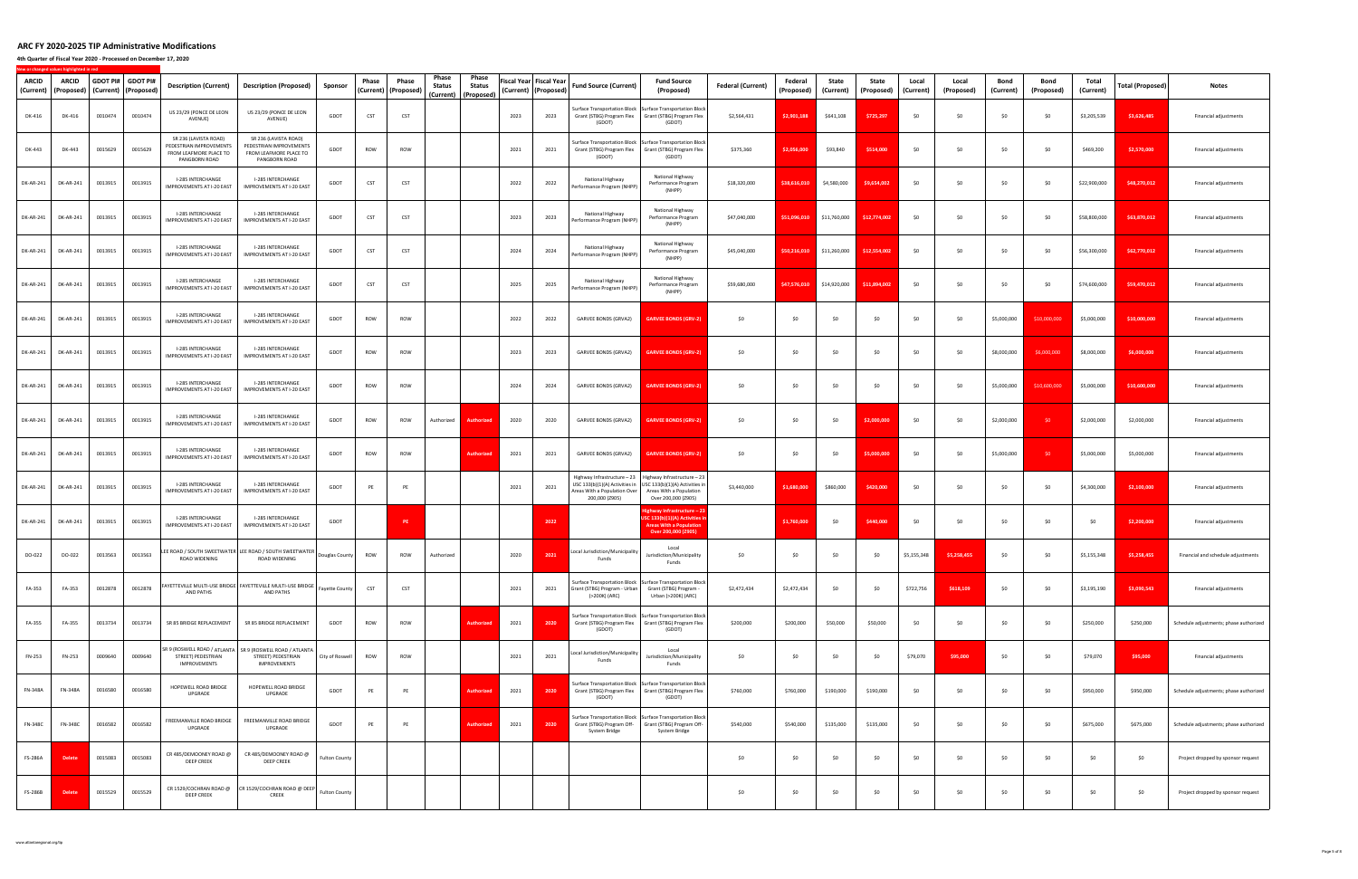# ARC FY 2020-2025 TIP Administrative Modifications

**4th Quarter of Fiscal Year 2020 - Processed on December 17, 2020**

New or changed values highlighted in red

| ARCID (Current) | ARCID (Proposed) | GDOT PI# (Current) | GDOT PI# (Proposed) | Description (Current) | Description (Proposed) | Sponsor | Phase (Current) | Phase (Proposed) | Phase Status (Current) | Phase Status (Proposed) | Fiscal Year (Current) | Fiscal Year (Proposed) | Fund Source (Current) | Fund Source (Proposed) | Federal (Current) | Federal (Proposed) | State (Current) | State (Proposed) | Local (Current) | Local (Proposed) | Bond (Current) | Bond (Proposed) | Total (Current) | Total (Proposed) | Notes |
|---|---|---|---|---|---|---|---|---|---|---|---|---|---|---|---|---|---|---|---|---|---|---|---|---|---|
| DK-416 | DK-416 | 0010474 | 0010474 | US 23/29 (PONCE DE LEON AVENUE) | US 23/29 (PONCE DE LEON AVENUE) | GDOT | CST | CST | | | 2023 | 2023 | Surface Transportation Block Grant (STBG) Program Flex (GDOT) | Surface Transportation Block Grant (STBG) Program Flex (GDOT) | $2,564,431 | $2,901,188 | $641,108 | $725,297 | $0 | $0 | $0 | $0 | $3,205,539 | $3,626,485 | Financial adjustments |
| DK-443 | DK-443 | 0015629 | 0015629 | SR 236 (LAVISTA ROAD) PEDESTRIAN IMPROVEMENTS FROM LEAFMORE PLACE TO PANGBORN ROAD | SR 236 (LAVISTA ROAD) PEDESTRIAN IMPROVEMENTS FROM LEAFMORE PLACE TO PANGBORN ROAD | GDOT | ROW | ROW | | | 2021 | 2021 | Surface Transportation Block Grant (STBG) Program Flex (GDOT) | Surface Transportation Block Grant (STBG) Program Flex (GDOT) | $375,360 | $2,056,000 | $93,840 | $514,000 | $0 | $0 | $0 | $0 | $469,200 | $2,570,000 | Financial adjustments |
| DK-AR-241 | DK-AR-241 | 0013915 | 0013915 | I-285 INTERCHANGE IMPROVEMENTS AT I-20 EAST | I-285 INTERCHANGE IMPROVEMENTS AT I-20 EAST | GDOT | CST | CST | | | 2022 | 2022 | National Highway Performance Program (NHPP) | National Highway Performance Program (NHPP) | $18,320,000 | $38,616,010 | $4,580,000 | $9,654,002 | $0 | $0 | $0 | $0 | $22,900,000 | $48,270,012 | Financial adjustments |
| DK-AR-241 | DK-AR-241 | 0013915 | 0013915 | I-285 INTERCHANGE IMPROVEMENTS AT I-20 EAST | I-285 INTERCHANGE IMPROVEMENTS AT I-20 EAST | GDOT | CST | CST | | | 2023 | 2023 | National Highway Performance Program (NHPP) | National Highway Performance Program (NHPP) | $47,040,000 | $51,096,010 | $11,760,000 | $12,774,002 | $0 | $0 | $0 | $0 | $58,800,000 | $63,870,012 | Financial adjustments |
| DK-AR-241 | DK-AR-241 | 0013915 | 0013915 | I-285 INTERCHANGE IMPROVEMENTS AT I-20 EAST | I-285 INTERCHANGE IMPROVEMENTS AT I-20 EAST | GDOT | CST | CST | | | 2024 | 2024 | National Highway Performance Program (NHPP) | National Highway Performance Program (NHPP) | $45,040,000 | $50,216,010 | $11,260,000 | $12,554,002 | $0 | $0 | $0 | $0 | $56,300,000 | $62,770,012 | Financial adjustments |
| DK-AR-241 | DK-AR-241 | 0013915 | 0013915 | I-285 INTERCHANGE IMPROVEMENTS AT I-20 EAST | I-285 INTERCHANGE IMPROVEMENTS AT I-20 EAST | GDOT | CST | CST | | | 2025 | 2025 | National Highway Performance Program (NHPP) | National Highway Performance Program (NHPP) | $59,680,000 | $47,576,010 | $14,920,000 | $11,894,002 | $0 | $0 | $0 | $0 | $74,600,000 | $59,470,012 | Financial adjustments |
| DK-AR-241 | DK-AR-241 | 0013915 | 0013915 | I-285 INTERCHANGE IMPROVEMENTS AT I-20 EAST | I-285 INTERCHANGE IMPROVEMENTS AT I-20 EAST | GDOT | ROW | ROW | | | 2022 | 2022 | GARVEE BONDS (GRVA2) | GARVEE BONDS (GRV-2) | $0 | $0 | $0 | $0 | $0 | $0 | $5,000,000 | $10,000,000 | $5,000,000 | $10,000,000 | Financial adjustments |
| DK-AR-241 | DK-AR-241 | 0013915 | 0013915 | I-285 INTERCHANGE IMPROVEMENTS AT I-20 EAST | I-285 INTERCHANGE IMPROVEMENTS AT I-20 EAST | GDOT | ROW | ROW | | | 2023 | 2023 | GARVEE BONDS (GRVA2) | GARVEE BONDS (GRV-2) | $0 | $0 | $0 | $0 | $0 | $0 | $8,000,000 | $6,000,000 | $8,000,000 | $6,000,000 | Financial adjustments |
| DK-AR-241 | DK-AR-241 | 0013915 | 0013915 | I-285 INTERCHANGE IMPROVEMENTS AT I-20 EAST | I-285 INTERCHANGE IMPROVEMENTS AT I-20 EAST | GDOT | ROW | ROW | | | 2024 | 2024 | GARVEE BONDS (GRVA2) | GARVEE BONDS (GRV-2) | $0 | $0 | $0 | $0 | $0 | $0 | $5,000,000 | $10,600,000 | $5,000,000 | $10,600,000 | Financial adjustments |
| DK-AR-241 | DK-AR-241 | 0013915 | 0013915 | I-285 INTERCHANGE IMPROVEMENTS AT I-20 EAST | I-285 INTERCHANGE IMPROVEMENTS AT I-20 EAST | GDOT | ROW | ROW | Authorized | Authorized | 2020 | 2020 | GARVEE BONDS (GRVA2) | GARVEE BONDS (GRV-2) | $0 | $0 | $0 | $2,000,000 | $0 | $0 | $2,000,000 | $0 | $2,000,000 | $2,000,000 | Financial adjustments |
| DK-AR-241 | DK-AR-241 | 0013915 | 0013915 | I-285 INTERCHANGE IMPROVEMENTS AT I-20 EAST | I-285 INTERCHANGE IMPROVEMENTS AT I-20 EAST | GDOT | ROW | ROW | | Authorized | 2021 | 2021 | GARVEE BONDS (GRVA2) | GARVEE BONDS (GRV-2) | $0 | $0 | $0 | $5,000,000 | $0 | $0 | $5,000,000 | $0 | $5,000,000 | $5,000,000 | Financial adjustments |
| DK-AR-241 | DK-AR-241 | 0013915 | 0013915 | I-285 INTERCHANGE IMPROVEMENTS AT I-20 EAST | I-285 INTERCHANGE IMPROVEMENTS AT I-20 EAST | GDOT | PE | PE | | | 2021 | 2021 | Highway Infrastructure – 23 USC 133(b)(1)(A) Activities in Areas With a Population Over 200,000 (Z905) | Highway Infrastructure – 23 USC 133(b)(1)(A) Activities in Areas With a Population Over 200,000 (Z905) | $3,440,000 | $1,680,000 | $860,000 | $420,000 | $0 | $0 | $0 | $0 | $4,300,000 | $2,100,000 | Financial adjustments |
| DK-AR-241 | DK-AR-241 | 0013915 | 0013915 | I-285 INTERCHANGE IMPROVEMENTS AT I-20 EAST | I-285 INTERCHANGE IMPROVEMENTS AT I-20 EAST | GDOT | | PE | | | | 2022 | | Highway Infrastructure – 23 USC 133(b)(1)(A) Activities in Areas With a Population Over 200,000 (Z905) | | $1,760,000 | $0 | $440,000 | $0 | $0 | $0 | $0 | $0 | $2,200,000 | Financial adjustments |
| DO-022 | DO-022 | 0013563 | 0013563 | LEE ROAD / SOUTH SWEETWATER ROAD WIDENING | LEE ROAD / SOUTH SWEETWATER ROAD WIDENING | Douglas County | ROW | ROW | Authorized | | 2020 | 2021 | Local Jurisdiction/Municipality Funds | Local Jurisdiction/Municipality Funds | $0 | $0 | $0 | $0 | $5,155,348 | $5,258,455 | $0 | $0 | $5,155,348 | $5,258,455 | Financial and schedule adjustments |
| FA-353 | FA-353 | 0012878 | 0012878 | FAYETTEVILLE MULTI-USE BRIDGE AND PATHS | FAYETTEVILLE MULTI-USE BRIDGE AND PATHS | Fayette County | CST | CST | | | 2021 | 2021 | Surface Transportation Block Grant (STBG) Program - Urban (>200K) (ARC) | Surface Transportation Block Grant (STBG) Program - Urban (>200K) (ARC) | $2,472,434 | $2,472,434 | $0 | $0 | $722,756 | $618,109 | $0 | $0 | $3,195,190 | $3,090,543 | Financial adjustments |
| FA-355 | FA-355 | 0013734 | 0013734 | SR 85 BRIDGE REPLACEMENT | SR 85 BRIDGE REPLACEMENT | GDOT | ROW | ROW | | Authorized | 2021 | 2020 | Surface Transportation Block Grant (STBG) Program Flex (GDOT) | Surface Transportation Block Grant (STBG) Program Flex (GDOT) | $200,000 | $200,000 | $50,000 | $50,000 | $0 | $0 | $0 | $0 | $250,000 | $250,000 | Schedule adjustments; phase authorized |
| FN-253 | FN-253 | 0009640 | 0009640 | SR 9 (ROSWELL ROAD / ATLANTA STREET) PEDESTRIAN IMPROVEMENTS | SR 9 (ROSWELL ROAD / ATLANTA STREET) PEDESTRIAN IMPROVEMENTS | City of Roswell | ROW | ROW | | | 2021 | 2021 | Local Jurisdiction/Municipality Funds | Local Jurisdiction/Municipality Funds | $0 | $0 | $0 | $0 | $79,070 | $95,000 | $0 | $0 | $79,070 | $95,000 | Financial adjustments |
| FN-348A | FN-348A | 0016580 | 0016580 | HOPEWELL ROAD BRIDGE UPGRADE | HOPEWELL ROAD BRIDGE UPGRADE | GDOT | PE | PE | | Authorized | 2021 | 2020 | Surface Transportation Block Grant (STBG) Program Flex (GDOT) | Surface Transportation Block Grant (STBG) Program Flex (GDOT) | $760,000 | $760,000 | $190,000 | $190,000 | $0 | $0 | $0 | $0 | $950,000 | $950,000 | Schedule adjustments; phase authorized |
| FN-348C | FN-348C | 0016582 | 0016582 | FREEMANVILLE ROAD BRIDGE UPGRADE | FREEMANVILLE ROAD BRIDGE UPGRADE | GDOT | PE | PE | | Authorized | 2021 | 2020 | Surface Transportation Block Grant (STBG) Program Off-System Bridge | Surface Transportation Block Grant (STBG) Program Off-System Bridge | $540,000 | $540,000 | $135,000 | $135,000 | $0 | $0 | $0 | $0 | $675,000 | $675,000 | Schedule adjustments; phase authorized |
| FS-286A | Delete | 0015083 | 0015083 | CR 485/DEMOONEY ROAD @ DEEP CREEK | CR 485/DEMOONEY ROAD @ DEEP CREEK | Fulton County | | | | | | | | | $0 | $0 | $0 | $0 | $0 | $0 | $0 | $0 | $0 | $0 | Project dropped by sponsor request |
| FS-286B | Delete | 0015529 | 0015529 | CR 1529/COCHRAN ROAD @ DEEP CREEK | CR 1529/COCHRAN ROAD @ DEEP CREEK | Fulton County | | | | | | | | | $0 | $0 | $0 | $0 | $0 | $0 | $0 | $0 | $0 | $0 | Project dropped by sponsor request |

www.atlantaregional.org/tip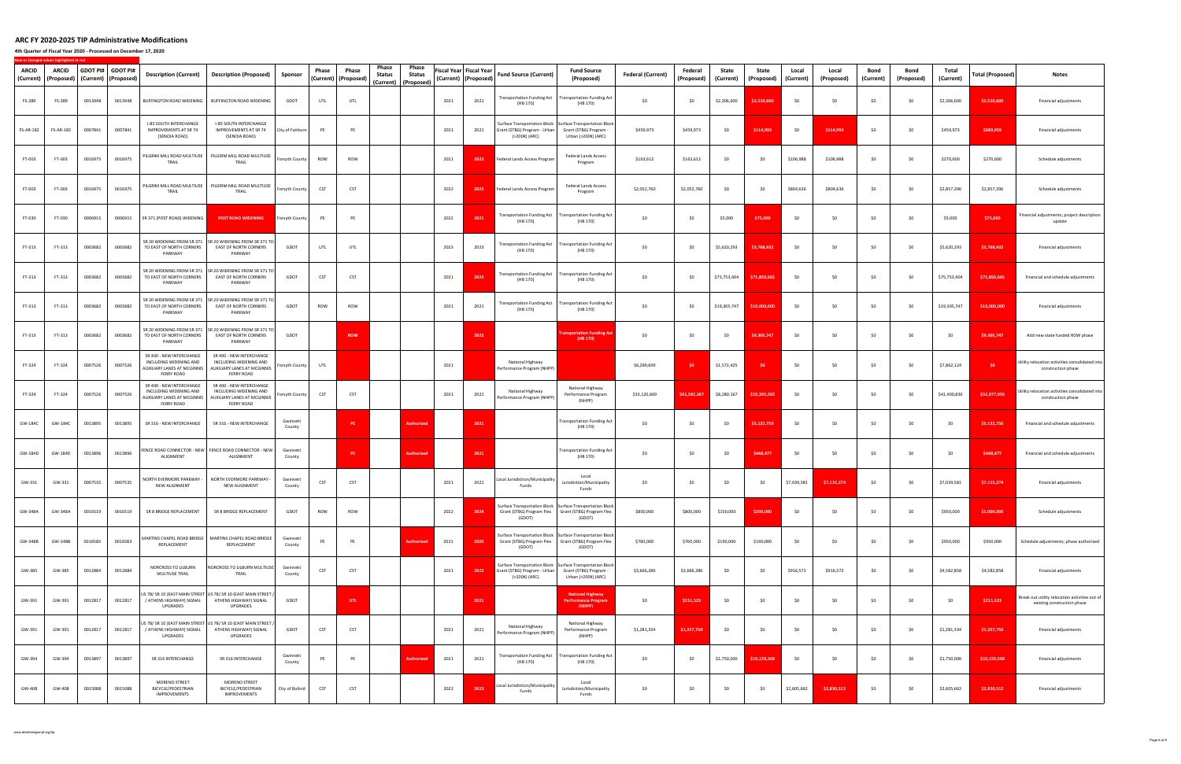# ARC FY 2020-2025 TIP Administrative Modifications

**4th Quarter of Fiscal Year 2020 - Processed on December 17, 2020**

New or changed values highlighted in red

| ARCID (Current) | ARCID (Proposed) | GDOT PI# (Current) | GDOT PI# (Proposed) | Description (Current) | Description (Proposed) | Sponsor | Phase (Current) | Phase (Proposed) | Phase Status (Current) | Phase Status (Proposed) | Fiscal Year (Current) | Fiscal Year (Proposed) | Fund Source (Current) | Fund Source (Proposed) | Federal (Current) | Federal (Proposed) | State (Current) | State (Proposed) | Local (Current) | Local (Proposed) | Bond (Current) | Bond (Proposed) | Total (Current) | Total (Proposed) | Notes |
|---|---|---|---|---|---|---|---|---|---|---|---|---|---|---|---|---|---|---|---|---|---|---|---|---|---|
| FS-289 | FS-289 | 0013948 | 0013948 | BUFFINGTON ROAD WIDENING | BUFFINGTON ROAD WIDENING | GDOT | UTL | UTL | | | 2021 | 2021 | Transportation Funding Act (HB 170) | Transportation Funding Act (HB 170) | $0 | $0 | $2,306,600 | $2,510,600 | $0 | $0 | $0 | $0 | $2,306,600 | $2,510,600 | Financial adjustments |
| FS-AR-182 | FS-AR-182 | 0007841 | 0007841 | I-85 SOUTH INTERCHANGE IMPROVEMENTS AT SR 74 (SENOIA ROAD) | I-85 SOUTH INTERCHANGE IMPROVEMENTS AT SR 74 (SENOIA ROAD) | City of Fairburn | PE | PE | | | 2021 | 2021 | Surface Transportation Block Grant (STBG) Program - Urban (>200K) (ARC) | Surface Transportation Block Grant (STBG) Program - Urban (>200K) (ARC) | $459,973 | $459,973 | $0 | $114,993 | $0 | $114,993 | $0 | $0 | $459,973 | $689,959 | Financial adjustments |
| FT-003 | FT-003 | 0016975 | 0016975 | PILGRIM MILL ROAD MULTIUSE TRAIL | PILGRIM MILL ROAD MULTIUSE TRAIL | Forsyth County | ROW | ROW | | | 2021 | 2023 | Federal Lands Access Program | Federal Lands Access Program | $163,612 | $163,612 | $0 | $0 | $106,988 | $106,988 | $0 | $0 | $270,600 | $270,600 | Schedule adjustments |
| FT-003 | FT-003 | 0016975 | 0016975 | PILGRIM MILL ROAD MULTIUSE TRAIL | PILGRIM MILL ROAD MULTIUSE TRAIL | Forsyth County | CST | CST | | | 2022 | 2025 | Federal Lands Access Program | Federal Lands Access Program | $2,052,760 | $2,052,760 | $0 | $0 | $804,636 | $804,636 | $0 | $0 | $2,857,396 | $2,857,396 | Schedule adjustments |
| FT-030 | FT-030 | 0006915 | 0006915 | SR 371 (POST ROAD) WIDENING | POST ROAD WIDENING | Forsyth County | PE | PE | | | 2022 | 2021 | Transportation Funding Act (HB 170) | Transportation Funding Act (HB 170) | $0 | $0 | $5,000 | $75,000 | $0 | $0 | $0 | $0 | $5,000 | $75,000 | Financial adjustments; project description update |
| FT-313 | FT-313 | 0003682 | 0003682 | SR 20 WIDENING FROM SR 371 TO EAST OF NORTH CORNERS PARKWAY | SR 20 WIDENING FROM SR 371 TO EAST OF NORTH CORNERS PARKWAY | GDOT | UTL | UTL | | | 2023 | 2023 | Transportation Funding Act (HB 170) | Transportation Funding Act (HB 170) | $0 | $0 | $5,620,293 | $3,768,432 | $0 | $0 | $0 | $0 | $5,620,293 | $3,768,432 | Financial adjustments |
| FT-313 | FT-313 | 0003682 | 0003682 | SR 20 WIDENING FROM SR 371 TO EAST OF NORTH CORNERS PARKWAY | SR 20 WIDENING FROM SR 371 TO EAST OF NORTH CORNERS PARKWAY | GDOT | CST | CST | | | 2021 | 2023 | Transportation Funding Act (HB 170) | Transportation Funding Act (HB 170) | $0 | $0 | $75,753,404 | $71,850,665 | $0 | $0 | $0 | $0 | $75,753,404 | $71,850,665 | Financial and schedule adjustments |
| FT-313 | FT-313 | 0003682 | 0003682 | SR 20 WIDENING FROM SR 371 TO EAST OF NORTH CORNERS PARKWAY | SR 20 WIDENING FROM SR 371 TO EAST OF NORTH CORNERS PARKWAY | GDOT | ROW | ROW | | | 2021 | 2021 | Transportation Funding Act (HB 170) | Transportation Funding Act (HB 170) | $0 | $0 | $19,305,747 | $10,000,000 | $0 | $0 | $0 | $0 | $19,305,747 | $10,000,000 | Financial adjustments |
| FT-313 | FT-313 | 0003682 | 0003682 | SR 20 WIDENING FROM SR 371 TO EAST OF NORTH CORNERS PARKWAY | SR 20 WIDENING FROM SR 371 TO EAST OF NORTH CORNERS PARKWAY | GDOT | | ROW | | | | 2022 | | Transportation Funding Act (HB 170) | $0 | $0 | $0 | $9,305,747 | $0 | $0 | $0 | $0 | $0 | $9,305,747 | Add new state funded ROW phase |
| FT-324 | FT-324 | 0007526 | 0007526 | SR 400 - NEW INTERCHANGE INCLUDING WIDENING AND AUXILIARY LANES AT MCGINNIS FERRY ROAD | SR 400 - NEW INTERCHANGE INCLUDING WIDENING AND AUXILIARY LANES AT MCGINNIS FERRY ROAD | Forsyth County | UTL | | | | 2021 | | National Highway Performance Program (NHPP) | | $6,289,699 | $0 | $1,572,425 | $0 | $0 | $0 | $0 | $0 | $7,862,124 | $0 | Utility relocation activities consolidated into construction phase |
| FT-324 | FT-324 | 0007526 | 0007526 | SR 400 - NEW INTERCHANGE INCLUDING WIDENING AND AUXILIARY LANES AT MCGINNIS FERRY ROAD | SR 400 - NEW INTERCHANGE INCLUDING WIDENING AND AUXILIARY LANES AT MCGINNIS FERRY ROAD | Forsyth County | CST | CST | | | 2021 | 2021 | National Highway Performance Program (NHPP) | National Highway Performance Program (NHPP) | $33,120,669 | $41,582,367 | $8,280,167 | $10,395,592 | $0 | $0 | $0 | $0 | $41,400,836 | $51,977,959 | Utility relocation activities consolidated into construction phase |
| GW-184C | GW-184C | 0013895 | 0013895 | SR 316 - NEW INTERCHANGE | SR 316 - NEW INTERCHANGE | Gwinnett County | | PE | | Authorized | | 2021 | | Transportation Funding Act (HB 170) | $0 | $0 | $0 | $5,132,750 | $0 | $0 | $0 | $0 | $0 | $5,132,750 | Financial and schedule adjustments |
| GW-184D | GW-184D | 0013896 | 0013896 | FENCE ROAD CONNECTOR - NEW ALIGNMENT | FENCE ROAD CONNECTOR - NEW ALIGNMENT | Gwinnett County | | PE | | Authorized | | 2021 | | Transportation Funding Act (HB 170) | $0 | $0 | $0 | $448,477 | $0 | $0 | $0 | $0 | $0 | $448,477 | Financial and schedule adjustments |
| GW-331 | GW-331 | 0007535 | 0007535 | NORTH EVERMORE PARKWAY - NEW ALIGNMENT | NORTH EVERMORE PARKWAY - NEW ALIGNMENT | Gwinnett County | CST | CST | | | 2021 | 2021 | Local Jurisdiction/Municipality Funds | Local Jurisdiction/Municipality Funds | $0 | $0 | $0 | $0 | $7,039,581 | $7,115,274 | $0 | $0 | $7,039,581 | $7,115,274 | Financial adjustments |
| GW-348A | GW-348A | 0016519 | 0016519 | SR 8 BRIDGE REPLACEMENT | SR 8 BRIDGE REPLACEMENT | GDOT | ROW | ROW | | | 2022 | 2024 | Surface Transportation Block Grant (STBG) Program Flex (GDOT) | Surface Transportation Block Grant (STBG) Program Flex (GDOT) | $800,000 | $800,000 | $150,000 | $200,000 | $0 | $0 | $0 | $0 | $950,000 | $1,000,000 | Schedule adjustments |
| GW-348B | GW-348B | 0016583 | 0016583 | MARTINS CHAPEL ROAD BRIDGE REPLACEMENT | MARTINS CHAPEL ROAD BRIDGE REPLACEMENT | Gwinnett County | PE | PE | | Authorized | 2021 | 2020 | Surface Transportation Block Grant (STBG) Program Flex (GDOT) | Surface Transportation Block Grant (STBG) Program Flex (GDOT) | $760,000 | $760,000 | $190,000 | $190,000 | $0 | $0 | $0 | $0 | $950,000 | $950,000 | Schedule adjustments; phase authorized |
| GW-385 | GW-385 | 0012884 | 0012884 | NORCROSS TO LILBURN MULTIUSE TRAIL | NORCROSS TO LILBURN MULTIUSE TRAIL | Gwinnett County | CST | CST | | | 2021 | 2022 | Surface Transportation Block Grant (STBG) Program - Urban (>200K) (ARC) | Surface Transportation Block Grant (STBG) Program - Urban (>200K) (ARC) | $3,666,286 | $3,666,286 | $0 | $0 | $916,572 | $916,572 | $0 | $0 | $4,582,858 | $4,582,858 | Financial adjustments |
| GW-391 | GW-391 | 0012817 | 0012817 | US 78/ SR 10 (EAST MAIN STREET / ATHENS HIGHWAY) SIGNAL UPGRADES | US 78/ SR 10 (EAST MAIN STREET / ATHENS HIGHWAY) SIGNAL UPGRADES | GDOT | | UTL | | | | 2021 | | National Highway Performance Program (NHPP) | $0 | $211,523 | $0 | $0 | $0 | $0 | $0 | $0 | $0 | $211,523 | Break out utility relocation activities out of existing construction phase |
| GW-391 | GW-391 | 0012817 | 0012817 | US 78/ SR 10 (EAST MAIN STREET / ATHENS HIGHWAY) SIGNAL UPGRADES | US 78/ SR 10 (EAST MAIN STREET / ATHENS HIGHWAY) SIGNAL UPGRADES | GDOT | CST | CST | | | 2021 | 2021 | National Highway Performance Program (NHPP) | National Highway Performance Program (NHPP) | $1,281,334 | $1,357,750 | $0 | $0 | $0 | $0 | $0 | $0 | $1,281,334 | $1,357,750 | Financial adjustments |
| GW-394 | GW-394 | 0013897 | 0013897 | SR 316 INTERCHANGE | SR 316 INTERCHANGE | Gwinnett County | PE | PE | Authorized | | 2021 | 2021 | Transportation Funding Act (HB 170) | Transportation Funding Act (HB 170) | $0 | $0 | $1,750,000 | $10,159,568 | $0 | $0 | $0 | $0 | $1,750,000 | $10,159,568 | Financial adjustments |
| GW-408 | GW-408 | 0015088 | 0015088 | MORENO STREET BICYCLE/PEDESTRIAN IMPROVEMENTS | MORENO STREET BICYCLE/PEDESTRIAN IMPROVEMENTS | City of Buford | CST | CST | | | 2022 | 2023 | Local Jurisdiction/Municipality Funds | Local Jurisdiction/Municipality Funds | $0 | $0 | $0 | $0 | $2,605,662 | $2,830,512 | $0 | $0 | $2,605,662 | $2,830,512 | Financial adjustments |

www.atlantaregional.org/tip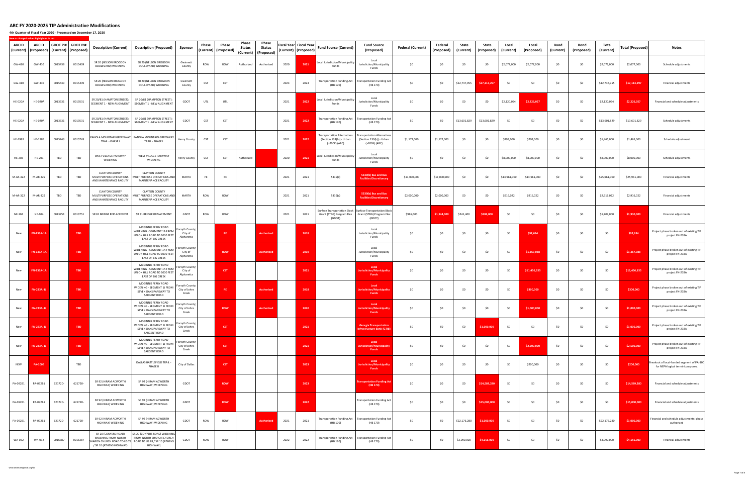# ARC FY 2020-2025 TIP Administrative Modifications

**4th Quarter of Fiscal Year 2020 - Processed on December 17, 2020**

New or changed values highlighted in red

| ARCID (Current) | ARCID (Proposed) | GDOT PI# (Current) | GDOT PI# (Proposed) | Description (Current) | Description (Proposed) | Sponsor | Phase (Current) | Phase (Proposed) | Phase Status (Current) | Phase Status (Proposed) | Fiscal Year (Current) | Fiscal Year (Proposed) | Fund Source (Current) | Fund Source (Proposed) | Federal (Current) | Federal (Proposed) | State (Current) | State (Proposed) | Local (Current) | Local (Proposed) | Bond (Current) | Bond (Proposed) | Total (Current) | Total (Proposed) | Notes |
|---|---|---|---|---|---|---|---|---|---|---|---|---|---|---|---|---|---|---|---|---|---|---|---|---|---|
| GW-410 | GW-410 | 0015439 | 0015439 | SR 20 (NELSON BROGDON BOULEVARD) WIDENING | SR 20 (NELSON BROGDON BOULEVARD) WIDENING | Gwinnett County | ROW | ROW | Authorized | Authorized | 2020 | 2021 | Local Jurisdiction/Municipality Funds | Local Jurisdiction/Municipality Funds | $0 | $0 | $0 | $0 | $2,077,000 | $2,077,000 | $0 | $0 | $2,077,000 | $2,077,000 | Schedule adjustments |
| GW-410 | GW-410 | 0015439 | 0015439 | SR 20 (NELSON BROGDON BOULEVARD) WIDENING | SR 20 (NELSON BROGDON BOULEVARD) WIDENING | Gwinnett County | CST | CST | | | 2023 | 2023 | Transportation Funding Act (HB 170) | Transportation Funding Act (HB 170) | $0 | $0 | $12,747,955 | $17,113,297 | $0 | $0 | $0 | $0 | $12,747,955 | $17,113,297 | Financial adjustments |
| HE-020A | HE-020A | 0013531 | 0013531 | SR 20/81 (HAMPTON STREET): SEGMENT 1 - NEW ALIGNMENT | SR 20/81 (HAMPTON STREET): SEGMENT 1 - NEW ALIGNMENT | GDOT | UTL | UTL | | | 2021 | 2022 | Local Jurisdiction/Municipality Funds | Local Jurisdiction/Municipality Funds | $0 | $0 | $0 | $0 | $2,120,054 | $2,226,057 | $0 | $0 | $2,120,054 | $2,226,057 | Financial and schedule adjustments |
| HE-020A | HE-020A | 0013531 | 0013531 | SR 20/81 (HAMPTON STREET): SEGMENT 1 - NEW ALIGNMENT | SR 20/81 (HAMPTON STREET): SEGMENT 1 - NEW ALIGNMENT | GDOT | CST | CST | | | 2021 | 2022 | Transportation Funding Act (HB 170) | Transportation Funding Act (HB 170) | $0 | $0 | $13,601,829 | $13,601,829 | $0 | $0 | $0 | $0 | $13,601,829 | $13,601,829 | Schedule adjustments |
| HE-198B | HE-198B | 0015743 | 0015743 | PANOLA MOUNTAIN GREENWAY TRAIL - PHASE I | PANOLA MOUNTAIN GREENWAY TRAIL - PHASE I | Henry County | CST | CST | | | 2021 | 2022 | Transportation Alternatives (Section 133(h)) - Urban (>200K) (ARC) | Transportation Alternatives (Section 133(h)) - Urban (>200K) (ARC) | $1,172,000 | $1,172,000 | $0 | $0 | $293,000 | $293,000 | $0 | $0 | $1,465,000 | $1,465,000 | Schedule adjustment |
| HE-203 | HE-203 | TBD | TBD | WEST VILLAGE PARKWAY WIDENING | WEST VILLAGE PARKWAY WIDENING | Henry County | CST | CST | Authorized | | 2020 | 2021 | Local Jurisdiction/Municipality Funds | Local Jurisdiction/Municipality Funds | $0 | $0 | $0 | $0 | $8,000,000 | $8,000,000 | $0 | $0 | $8,000,000 | $8,000,000 | Schedule adjustments |
| M-AR-322 | M-AR-322 | TBD | TBD | CLAYTON COUNTY MULTIPURPOSE OPERATIONS AND MAINTENANCE FACILITY | CLAYTON COUNTY MULTIPURPOSE OPERATIONS AND MAINTENANCE FACILITY | MARTA | PE | PE | | | 2021 | 2021 | 5339(c) | 5339(b) Bus and Bus Facilities Discretionary | $11,000,000 | $11,000,000 | $0 | $0 | $14,961,000 | $14,961,000 | $0 | $0 | $25,961,000 | $25,961,000 | Financial adjustments |
| M-AR-322 | M-AR-322 | TBD | TBD | CLAYTON COUNTY MULTIPURPOSE OPERATIONS AND MAINTENANCE FACILITY | CLAYTON COUNTY MULTIPURPOSE OPERATIONS AND MAINTENANCE FACILITY | MARTA | ROW | ROW | | | 2021 | 2021 | 5339(c) | 5339(b) Bus and Bus Facilities Discretionary | $2,000,000 | $2,000,000 | $0 | $0 | $916,022 | $916,022 | $0 | $0 | $2,916,022 | $2,916,022 | Financial adjustments |
| NE-104 | NE-104 | 0013751 | 0013751 | SR 81 BRIDGE REPLACEMENT | SR 81 BRIDGE REPLACEMENT | GDOT | ROW | ROW | | | 2021 | 2021 | Surface Transportation Block Grant (STBG) Program Flex (GDOT) | Surface Transportation Block Grant (STBG) Program Flex (GDOT) | $965,600 | $1,544,000 | $241,400 | $386,000 | $0 | $0 | $0 | $0 | $1,207,000 | $1,930,000 | Financial adjustments |
| New | FN-233A-1A | | TBD | | MCGINNIS FERRY ROAD WIDENING - SEGMENT 1A FROM UNION HILL ROAD TO 1000 FEET EAST OF BIG CREEK | Forsyth County; City of Alpharetta | | PE | | Authorized | | 2018 | | Local Jurisdiction/Municipality Funds | $0 | $0 | $0 | $0 | $0 | $92,694 | $0 | $0 | $0 | $92,694 | Project phase broken out of existing TIP project FN-233A |
| New | FN-233A-1A | | TBD | | MCGINNIS FERRY ROAD WIDENING - SEGMENT 1A FROM UNION HILL ROAD TO 1000 FEET EAST OF BIG CREEK | Forsyth County; City of Alpharetta | | ROW | | Authorized | | 2019 | | Local Jurisdiction/Municipality Funds | $0 | $0 | $0 | $0 | $0 | $1,367,088 | $0 | $0 | $0 | $1,367,088 | Project phase broken out of existing TIP project FN-233A |
| New | FN-233A-1A | | TBD | | MCGINNIS FERRY ROAD WIDENING - SEGMENT 1A FROM UNION HILL ROAD TO 1000 FEET EAST OF BIG CREEK | Forsyth County; City of Alpharetta | | CST | | | | 2021 | | Local Jurisdiction/Municipality Funds | $0 | $0 | $0 | $0 | $0 | $11,456,155 | $0 | $0 | $0 | $11,456,155 | Project phase broken out of existing TIP project FN-233A |
| New | FN-233A-1J | | TBD | | MCGINNIS FERRY ROAD WIDENING - SEGMENT 1J FROM SEVEN OAKS PARKWAY TO SARGENT ROAD | Forsyth County; City of Johns Creek | | PE | | Authorized | | 2018 | | Local Jurisdiction/Municipality Funds | $0 | $0 | $0 | $0 | $0 | $300,000 | $0 | $0 | $0 | $300,000 | Project phase broken out of existing TIP project FN-233A |
| New | FN-233A-1J | | TBD | | MCGINNIS FERRY ROAD WIDENING - SEGMENT 1J FROM SEVEN OAKS PARKWAY TO SARGENT ROAD | Forsyth County; City of Johns Creek | | ROW | | Authorized | | 2020 | | Local Jurisdiction/Municipality Funds | $0 | $0 | $0 | $0 | $0 | $1,000,000 | $0 | $0 | $0 | $1,000,000 | Project phase broken out of existing TIP project FN-233A |
| New | FN-233A-1J | | TBD | | MCGINNIS FERRY ROAD WIDENING - SEGMENT 1J FROM SEVEN OAKS PARKWAY TO SARGENT ROAD | Forsyth County; City of Johns Creek | | CST | | | | 2021 | | Georgia Transportation Infrastructure Bank (GTIB) | $0 | $0 | $0 | $1,000,000 | $0 | $0 | $0 | $0 | $0 | $1,000,000 | Project phase broken out of existing TIP project FN-233A |
| New | FN-233A-1J | | TBD | | MCGINNIS FERRY ROAD WIDENING - SEGMENT 1J FROM SEVEN OAKS PARKWAY TO SARGENT ROAD | Forsyth County; City of Johns Creek | | CST | | | | 2021 | | Local Jurisdiction/Municipality Funds | $0 | $0 | $0 | $0 | $0 | $2,500,000 | $0 | $0 | $0 | $2,500,000 | Project phase broken out of existing TIP project FN-233A |
| NEW | PA-100B | | TBD | | DALLAS BATTLEFIELD TRAIL - PHASE II | City of Dallas | | CST | | | | 2023 | | Local Jurisdiction/Municipality Funds | $0 | $0 | $0 | $0 | $0 | $200,000 | $0 | $0 | $0 | $200,000 | Breakout of local-funded segment of PA-100 for NEPA logical termini purposes. |
| PA-092B1 | PA-092B1 | 621720- | 621720- | SR 92 (HIRAM ACWORTH HIGHWAY) WIDENING | SR 92 (HIRAM ACWORTH HIGHWAY) WIDENING | GDOT | | ROW | | | | 2023 | | Transportation Funding Act (HB 170) | $0 | $0 | $0 | $14,589,280 | $0 | $0 | $0 | $0 | $0 | $14,589,280 | Financial and schedule adjustments |
| PA-092B1 | PA-092B1 | 621720- | 621720- | SR 92 (HIRAM ACWORTH HIGHWAY) WIDENING | SR 92 (HIRAM ACWORTH HIGHWAY) WIDENING | GDOT | | ROW | | | | 2022 | | Transportation Funding Act (HB 170) | $0 | $0 | $0 | $15,000,000 | $0 | $0 | $0 | $0 | $0 | $15,000,000 | Financial and schedule adjustments |
| PA-092B1 | PA-092B1 | 621720- | 621720- | SR 92 (HIRAM ACWORTH HIGHWAY) WIDENING | SR 92 (HIRAM ACWORTH HIGHWAY) WIDENING | GDOT | ROW | ROW | | Authorized | 2021 | 2021 | Transportation Funding Act (HB 170) | Transportation Funding Act (HB 170) | $0 | $0 | $22,176,280 | $1,000,000 | $0 | $0 | $0 | $0 | $22,176,280 | $1,000,000 | Financial and schedule adjustments; phase authorized |
| WA-032 | WA-032 | 0016387 | 0016387 | SR 20 (CONYERS ROAD) WIDENING FROM NORTH SHARON CHURCH ROAD TO US 78 / SR 10 (ATHENS HIGHWAY) | SR 20 (CONYERS ROAD) WIDENING FROM NORTH SHARON CHURCH ROAD TO US 78 / SR 10 (ATHENS HIGHWAY) | GDOT | ROW | ROW | | | 2022 | 2022 | Transportation Funding Act (HB 170) | Transportation Funding Act (HB 170) | $0 | $0 | $3,090,000 | $4,156,000 | $0 | $0 | $0 | $0 | $3,090,000 | $4,156,000 | Financial adjustments |

www.atlantaregional.org/tip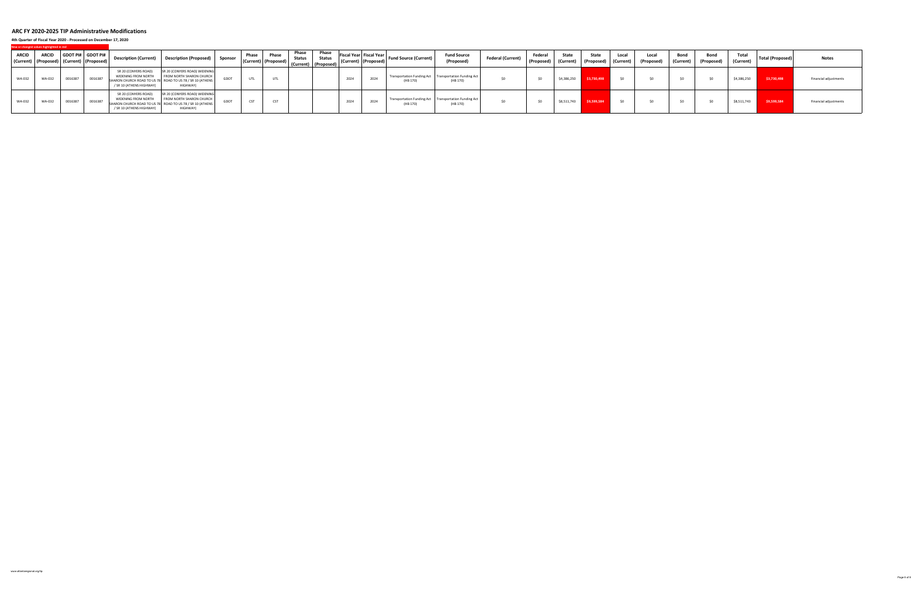## ARC FY 2020-2025 TIP Administrative Modifications

**4th Quarter of Fiscal Year 2020 - Processed on December 17, 2020**

New or changed values highlighted in red

| ARCID (Current) | ARCID (Proposed) | GDOT PI# (Current) | GDOT PI# (Proposed) | Description (Current) | Description (Proposed) | Sponsor | Phase (Current) | Phase (Proposed) | Phase Status (Current) | Phase Status (Proposed) | Fiscal Year (Current) | Fiscal Year (Proposed) | Fund Source (Current) | Fund Source (Proposed) | Federal (Current) | Federal (Proposed) | State (Current) | State (Proposed) | Local (Current) | Local (Proposed) | Bond (Current) | Bond (Proposed) | Total (Current) | Total (Proposed) | Notes |
|---|---|---|---|---|---|---|---|---|---|---|---|---|---|---|---|---|---|---|---|---|---|---|---|---|---|
| WA-032 | WA-032 | 0016387 | 0016387 | SR 20 (CONYERS ROAD) WIDENING FROM NORTH SHARON CHURCH ROAD TO US 78 / SR 10 (ATHENS HIGHWAY) | SR 20 (CONYERS ROAD) WIDENING FROM NORTH SHARON CHURCH ROAD TO US 78 / SR 10 (ATHENS HIGHWAY) | GDOT | UTL | UTL | | | 2024 | 2024 | Transportation Funding Act (HB 170) | Transportation Funding Act (HB 170) | $0 | $0 | $4,386,250 | $3,730,498 | $0 | $0 | $0 | $0 | $4,386,250 | $3,730,498 | Financial adjustments |
| WA-032 | WA-032 | 0016387 | 0016387 | SR 20 (CONYERS ROAD) WIDENING FROM NORTH SHARON CHURCH ROAD TO US 78 / SR 10 (ATHENS HIGHWAY) | SR 20 (CONYERS ROAD) WIDENING FROM NORTH SHARON CHURCH ROAD TO US 78 / SR 10 (ATHENS HIGHWAY) | GDOT | CST | CST | | | 2024 | 2024 | Transportation Funding Act (HB 170) | Transportation Funding Act (HB 170) | $0 | $0 | $8,511,743 | $9,599,584 | $0 | $0 | $0 | $0 | $8,511,743 | $9,599,584 | Financial adjustments |

www.atlantaregional.org/tip